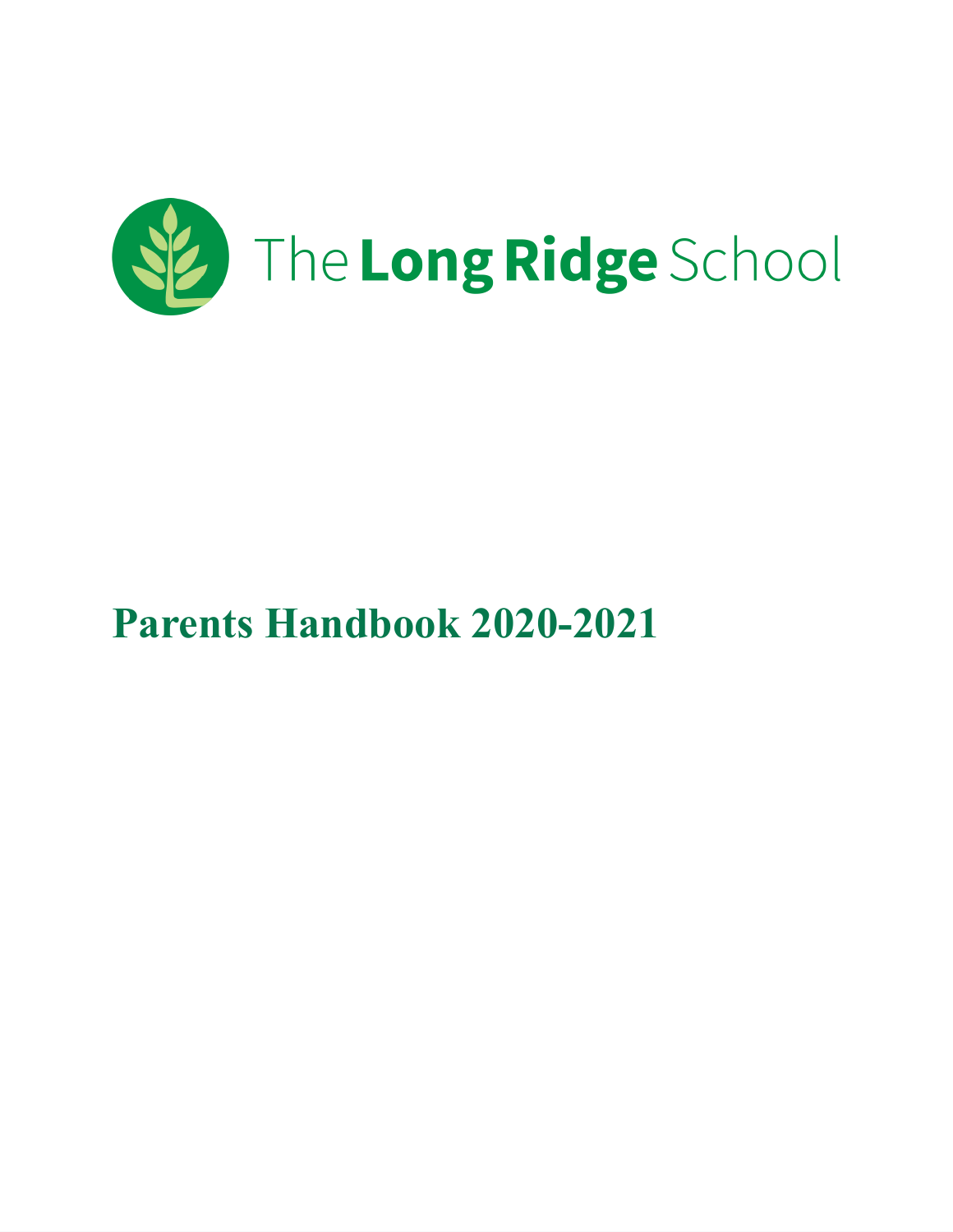The Long Ridge School

# Parents Handbook 2020-2021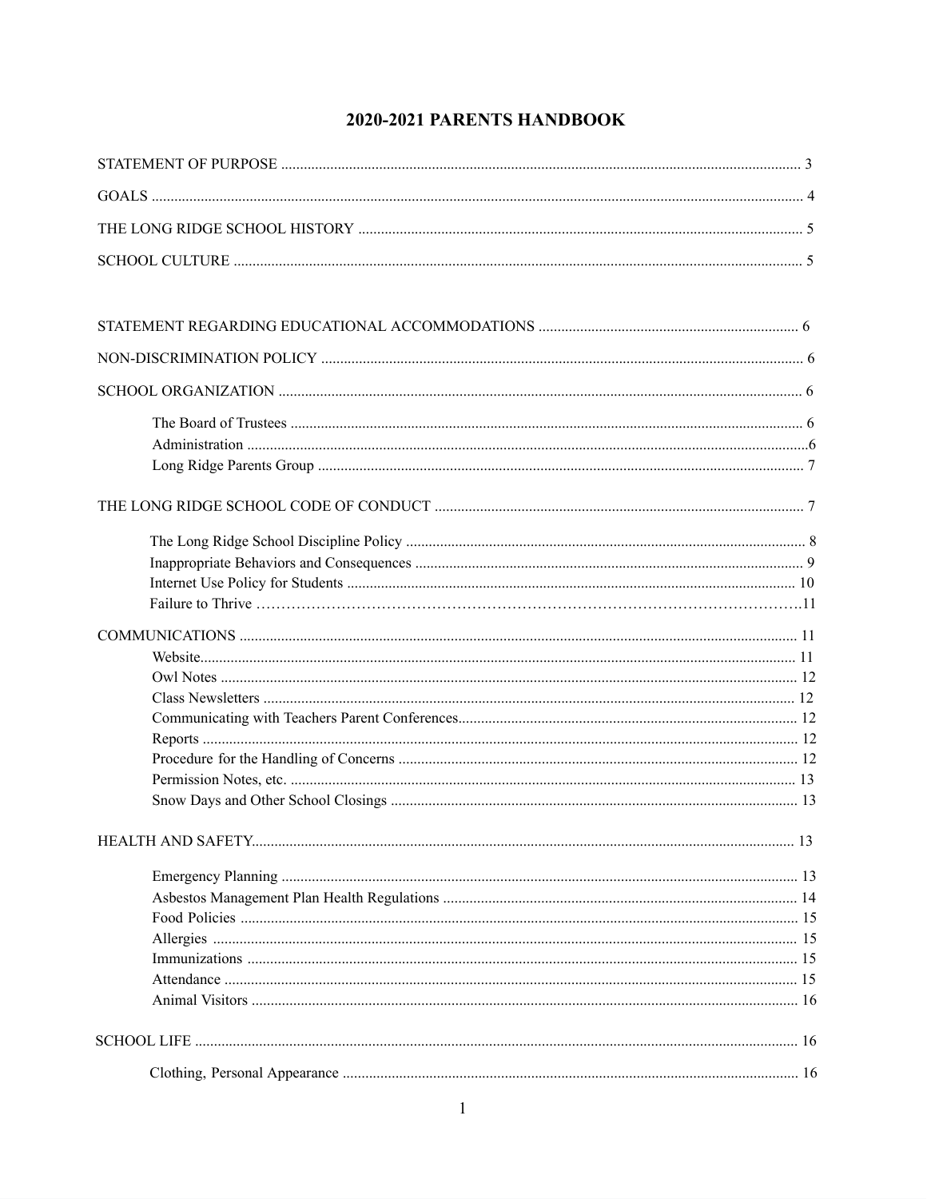# 2020-2021 PARENTS HANDBOOK

STATEMENT OF PURPOSE ........................................................................ 3

GOALS ........................................................................ 4

THE LONG RIDGE SCHOOL HISTORY ........................................................................ 5

SCHOOL CULTURE ........................................................................ 5

STATEMENT REGARDING EDUCATIONAL ACCOMMODATIONS ........................................................................ 6

NON-DISCRIMINATION POLICY ........................................................................ 6

SCHOOL ORGANIZATION ........................................................................ 6

- The Board of Trustees ........................................................................ 6
- Administration ........................................................................ 6
- Long Ridge Parents Group ........................................................................ 7

THE LONG RIDGE SCHOOL CODE OF CONDUCT ........................................................................ 7

- The Long Ridge School Discipline Policy ........................................................................ 8
- Inappropriate Behaviors and Consequences ........................................................................ 9
- Internet Use Policy for Students ........................................................................ 10
- Failure to Thrive ........................................................................ 11

COMMUNICATIONS ........................................................................ 11

- Website ........................................................................ 11
- Owl Notes ........................................................................ 12
- Class Newsletters ........................................................................ 12
- Communicating with Teachers Parent Conferences ........................................................................ 12
- Reports ........................................................................ 12
- Procedure for the Handling of Concerns ........................................................................ 12
- Permission Notes, etc. ........................................................................ 13
- Snow Days and Other School Closings ........................................................................ 13

HEALTH AND SAFETY ........................................................................ 13

- Emergency Planning ........................................................................ 13
- Asbestos Management Plan Health Regulations ........................................................................ 14
- Food Policies ........................................................................ 15
- Allergies ........................................................................ 15
- Immunizations ........................................................................ 15
- Attendance ........................................................................ 15
- Animal Visitors ........................................................................ 16

SCHOOL LIFE ........................................................................ 16

- Clothing, Personal Appearance ........................................................................ 16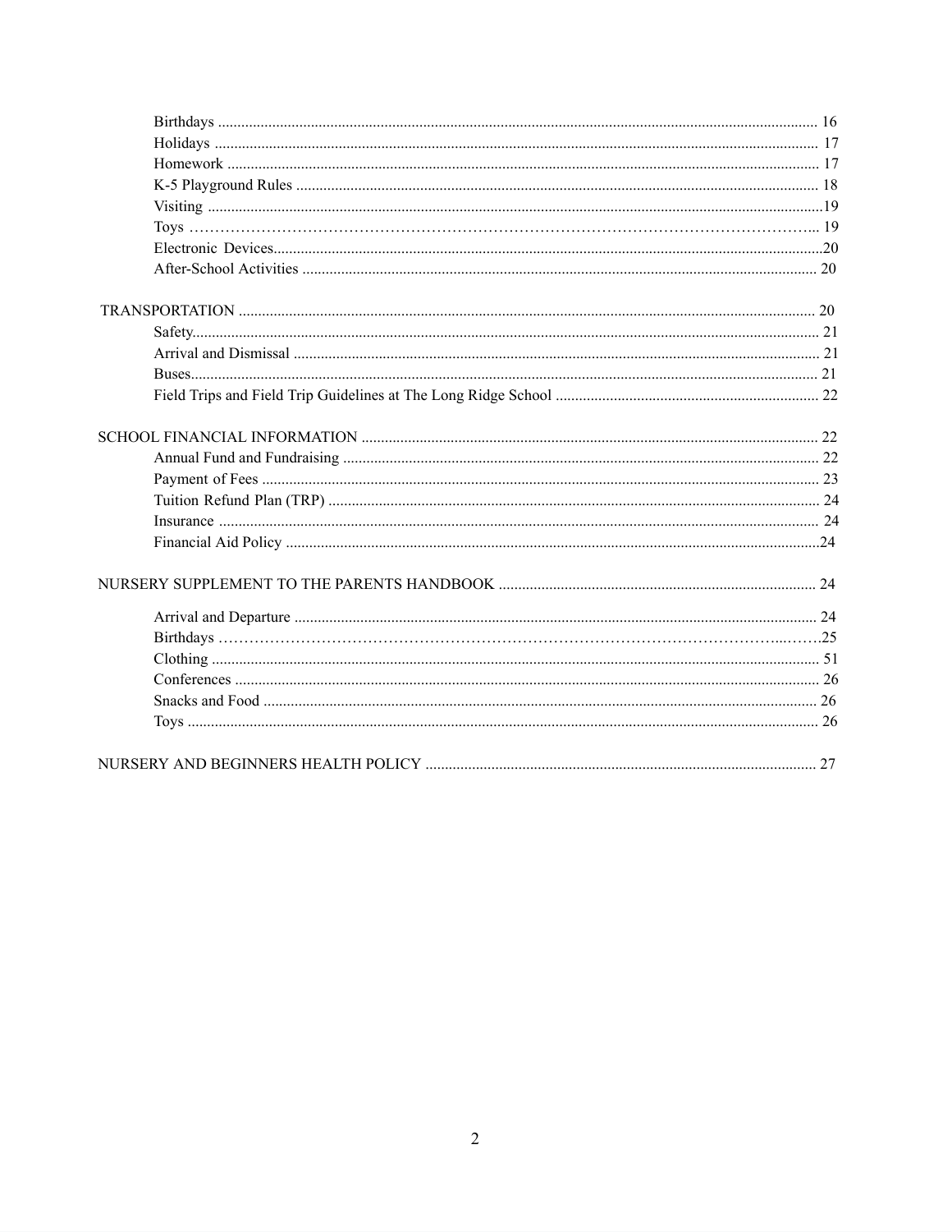- Birthdays ... 16
- Holidays ... 17
- Homework ... 17
- K-5 Playground Rules ... 18
- Visiting ... 19
- Toys ... 19
- Electronic Devices ... 20
- After-School Activities ... 20

TRANSPORTATION ... 20

- Safety ... 21
- Arrival and Dismissal ... 21
- Buses ... 21
- Field Trips and Field Trip Guidelines at The Long Ridge School ... 22

SCHOOL FINANCIAL INFORMATION ... 22

- Annual Fund and Fundraising ... 22
- Payment of Fees ... 23
- Tuition Refund Plan (TRP) ... 24
- Insurance ... 24
- Financial Aid Policy ... 24

NURSERY SUPPLEMENT TO THE PARENTS HANDBOOK ... 24

- Arrival and Departure ... 24
- Birthdays ... 25
- Clothing ... 51
- Conferences ... 26
- Snacks and Food ... 26
- Toys ... 26

NURSERY AND BEGINNERS HEALTH POLICY ... 27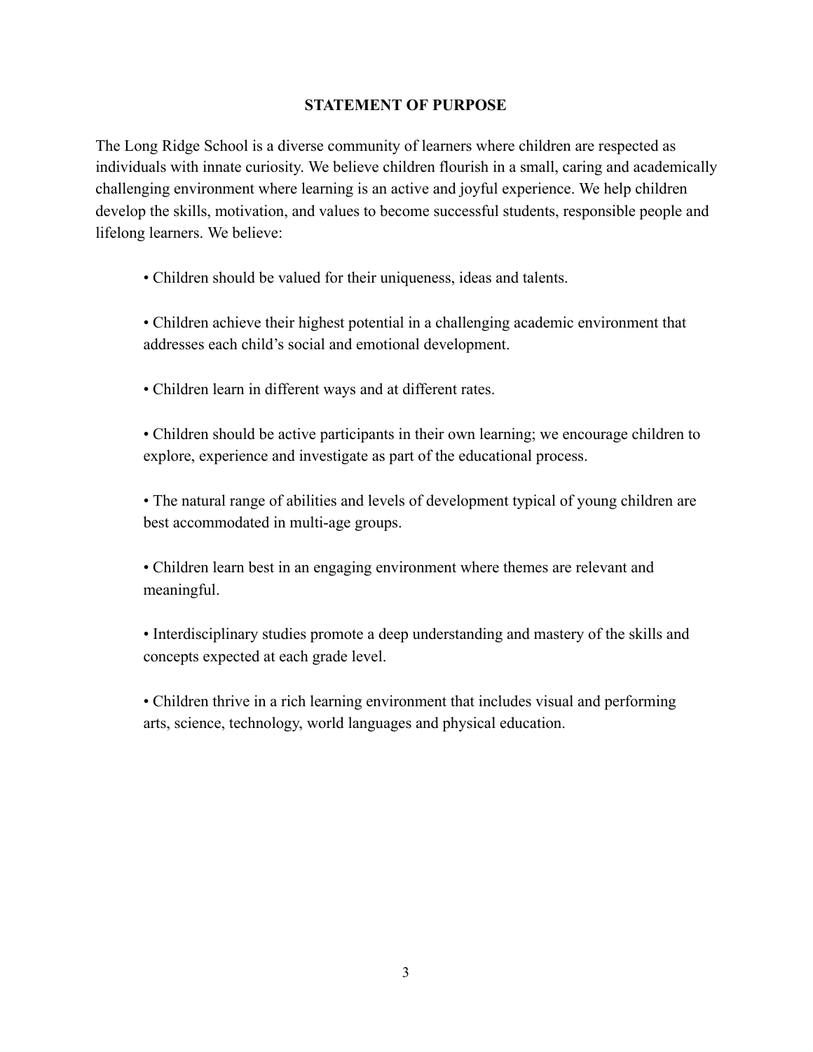## STATEMENT OF PURPOSE

The Long Ridge School is a diverse community of learners where children are respected as individuals with innate curiosity. We believe children flourish in a small, caring and academically challenging environment where learning is an active and joyful experience. We help children develop the skills, motivation, and values to become successful students, responsible people and lifelong learners. We believe:

- Children should be valued for their uniqueness, ideas and talents.
- Children achieve their highest potential in a challenging academic environment that addresses each child's social and emotional development.
- Children learn in different ways and at different rates.
- Children should be active participants in their own learning; we encourage children to explore, experience and investigate as part of the educational process.
- The natural range of abilities and levels of development typical of young children are best accommodated in multi-age groups.
- Children learn best in an engaging environment where themes are relevant and meaningful.
- Interdisciplinary studies promote a deep understanding and mastery of the skills and concepts expected at each grade level.
- Children thrive in a rich learning environment that includes visual and performing arts, science, technology, world languages and physical education.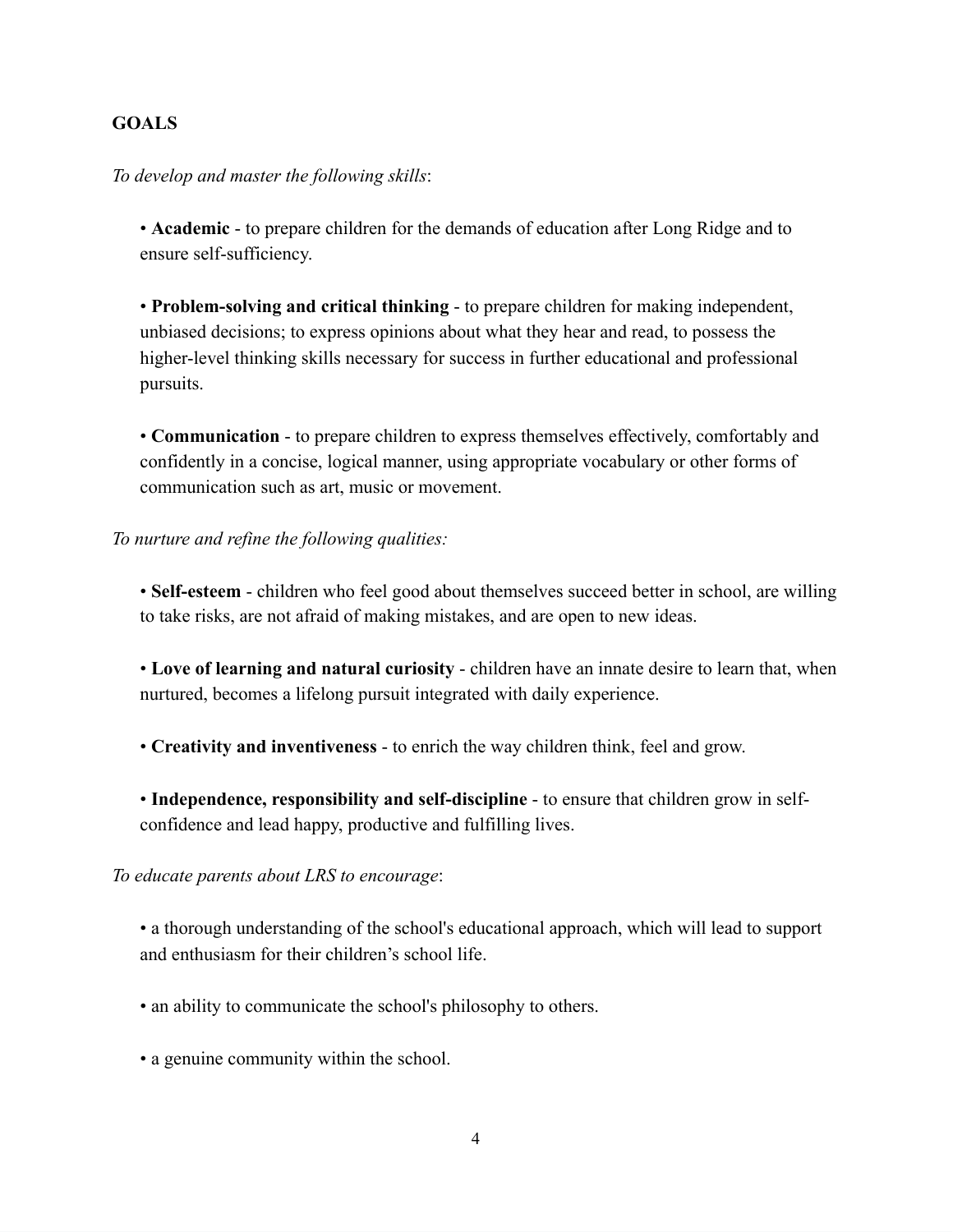**GOALS**

*To develop and master the following skills*:

- **Academic** - to prepare children for the demands of education after Long Ridge and to ensure self-sufficiency.
- **Problem-solving and critical thinking** - to prepare children for making independent, unbiased decisions; to express opinions about what they hear and read, to possess the higher-level thinking skills necessary for success in further educational and professional pursuits.
- **Communication** - to prepare children to express themselves effectively, comfortably and confidently in a concise, logical manner, using appropriate vocabulary or other forms of communication such as art, music or movement.

*To nurture and refine the following qualities:*

- **Self-esteem** - children who feel good about themselves succeed better in school, are willing to take risks, are not afraid of making mistakes, and are open to new ideas.
- **Love of learning and natural curiosity** - children have an innate desire to learn that, when nurtured, becomes a lifelong pursuit integrated with daily experience.
- **Creativity and inventiveness** - to enrich the way children think, feel and grow.
- **Independence, responsibility and self-discipline** - to ensure that children grow in self-confidence and lead happy, productive and fulfilling lives.

*To educate parents about LRS to encourage*:

- a thorough understanding of the school's educational approach, which will lead to support and enthusiasm for their children's school life.
- an ability to communicate the school's philosophy to others.
- a genuine community within the school.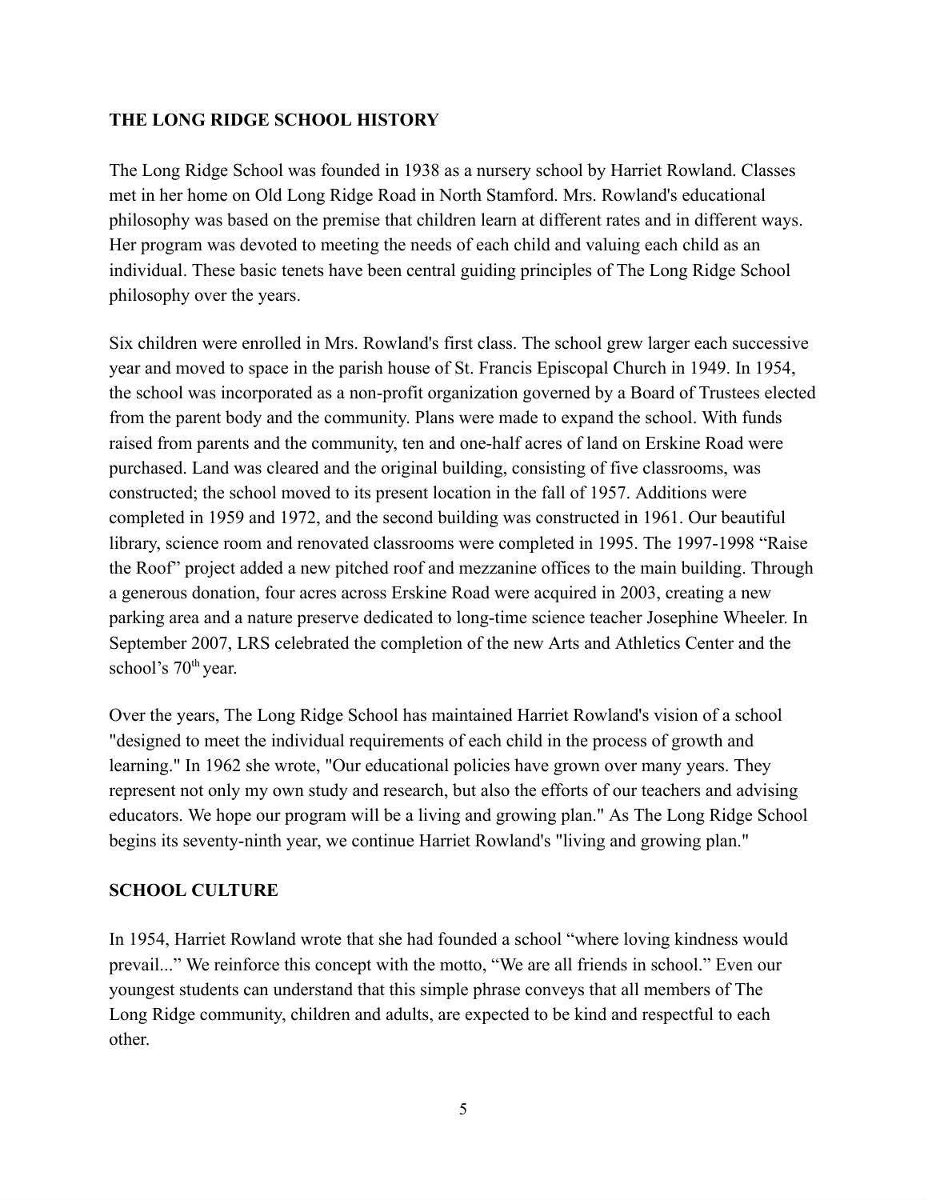## THE LONG RIDGE SCHOOL HISTORY

The Long Ridge School was founded in 1938 as a nursery school by Harriet Rowland. Classes met in her home on Old Long Ridge Road in North Stamford. Mrs. Rowland's educational philosophy was based on the premise that children learn at different rates and in different ways. Her program was devoted to meeting the needs of each child and valuing each child as an individual. These basic tenets have been central guiding principles of The Long Ridge School philosophy over the years.

Six children were enrolled in Mrs. Rowland's first class. The school grew larger each successive year and moved to space in the parish house of St. Francis Episcopal Church in 1949. In 1954, the school was incorporated as a non-profit organization governed by a Board of Trustees elected from the parent body and the community. Plans were made to expand the school. With funds raised from parents and the community, ten and one-half acres of land on Erskine Road were purchased. Land was cleared and the original building, consisting of five classrooms, was constructed; the school moved to its present location in the fall of 1957. Additions were completed in 1959 and 1972, and the second building was constructed in 1961. Our beautiful library, science room and renovated classrooms were completed in 1995. The 1997-1998 "Raise the Roof" project added a new pitched roof and mezzanine offices to the main building. Through a generous donation, four acres across Erskine Road were acquired in 2003, creating a new parking area and a nature preserve dedicated to long-time science teacher Josephine Wheeler. In September 2007, LRS celebrated the completion of the new Arts and Athletics Center and the school's 70th year.

Over the years, The Long Ridge School has maintained Harriet Rowland's vision of a school "designed to meet the individual requirements of each child in the process of growth and learning." In 1962 she wrote, "Our educational policies have grown over many years. They represent not only my own study and research, but also the efforts of our teachers and advising educators. We hope our program will be a living and growing plan." As The Long Ridge School begins its seventy-ninth year, we continue Harriet Rowland's "living and growing plan."

## SCHOOL CULTURE

In 1954, Harriet Rowland wrote that she had founded a school "where loving kindness would prevail..." We reinforce this concept with the motto, "We are all friends in school." Even our youngest students can understand that this simple phrase conveys that all members of The Long Ridge community, children and adults, are expected to be kind and respectful to each other.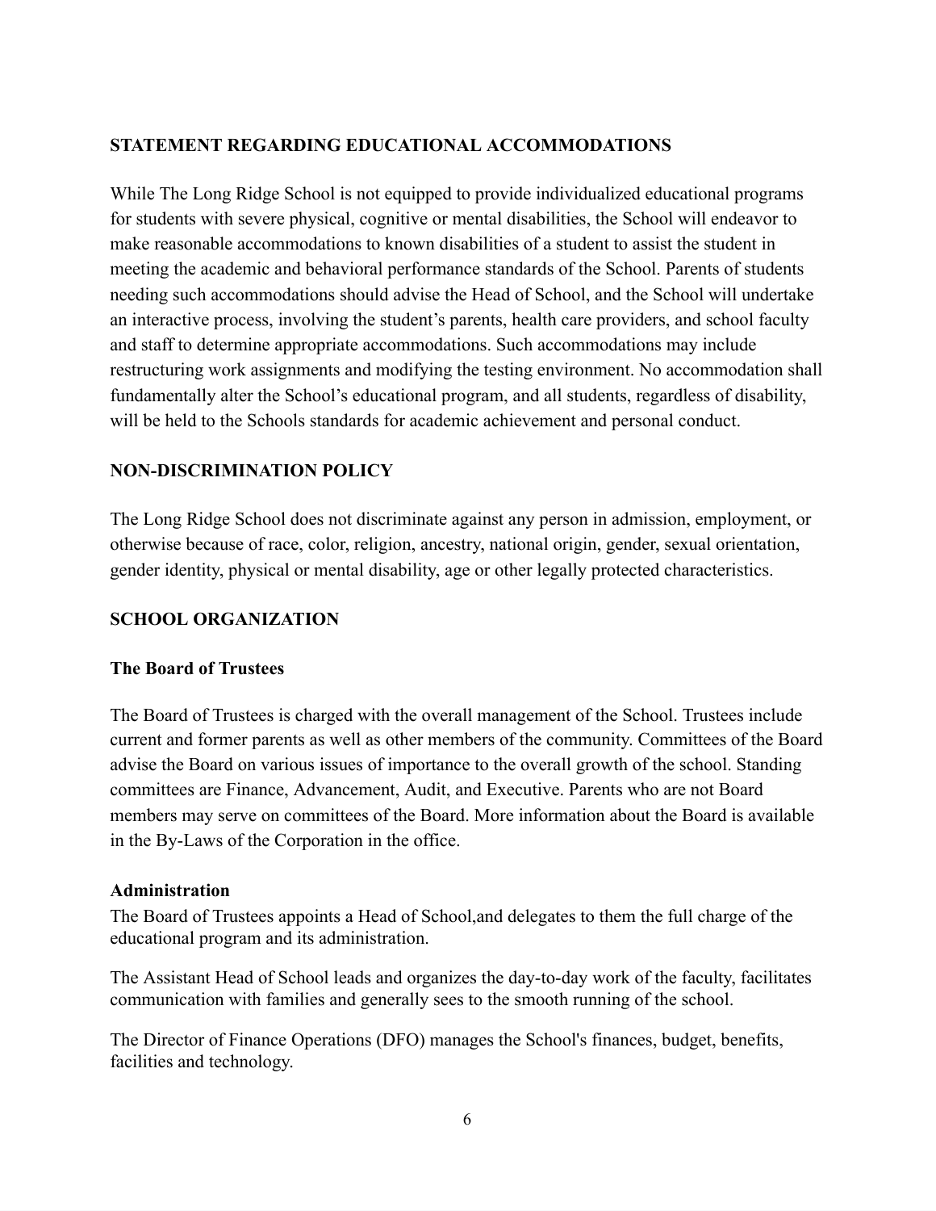## STATEMENT REGARDING EDUCATIONAL ACCOMMODATIONS

While The Long Ridge School is not equipped to provide individualized educational programs for students with severe physical, cognitive or mental disabilities, the School will endeavor to make reasonable accommodations to known disabilities of a student to assist the student in meeting the academic and behavioral performance standards of the School. Parents of students needing such accommodations should advise the Head of School, and the School will undertake an interactive process, involving the student's parents, health care providers, and school faculty and staff to determine appropriate accommodations. Such accommodations may include restructuring work assignments and modifying the testing environment. No accommodation shall fundamentally alter the School's educational program, and all students, regardless of disability, will be held to the Schools standards for academic achievement and personal conduct.

## NON-DISCRIMINATION POLICY

The Long Ridge School does not discriminate against any person in admission, employment, or otherwise because of race, color, religion, ancestry, national origin, gender, sexual orientation, gender identity, physical or mental disability, age or other legally protected characteristics.

## SCHOOL ORGANIZATION

### The Board of Trustees

The Board of Trustees is charged with the overall management of the School. Trustees include current and former parents as well as other members of the community. Committees of the Board advise the Board on various issues of importance to the overall growth of the school. Standing committees are Finance, Advancement, Audit, and Executive. Parents who are not Board members may serve on committees of the Board. More information about the Board is available in the By-Laws of the Corporation in the office.

### Administration

The Board of Trustees appoints a Head of School,and delegates to them the full charge of the educational program and its administration.

The Assistant Head of School leads and organizes the day-to-day work of the faculty, facilitates communication with families and generally sees to the smooth running of the school.

The Director of Finance Operations (DFO) manages the School's finances, budget, benefits, facilities and technology.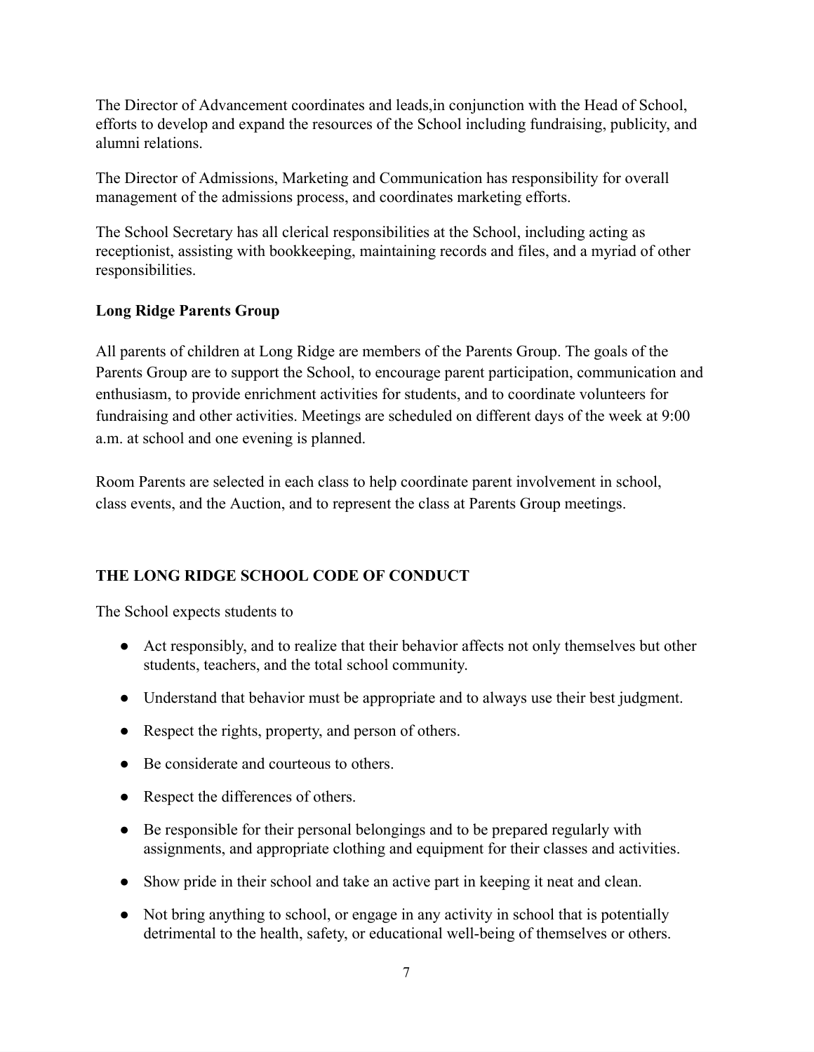The Director of Advancement coordinates and leads,in conjunction with the Head of School, efforts to develop and expand the resources of the School including fundraising, publicity, and alumni relations.

The Director of Admissions, Marketing and Communication has responsibility for overall management of the admissions process, and coordinates marketing efforts.

The School Secretary has all clerical responsibilities at the School, including acting as receptionist, assisting with bookkeeping, maintaining records and files, and a myriad of other responsibilities.

**Long Ridge Parents Group**

All parents of children at Long Ridge are members of the Parents Group. The goals of the Parents Group are to support the School, to encourage parent participation, communication and enthusiasm, to provide enrichment activities for students, and to coordinate volunteers for fundraising and other activities. Meetings are scheduled on different days of the week at 9:00 a.m. at school and one evening is planned.

Room Parents are selected in each class to help coordinate parent involvement in school, class events, and the Auction, and to represent the class at Parents Group meetings.

## THE LONG RIDGE SCHOOL CODE OF CONDUCT

The School expects students to

- Act responsibly, and to realize that their behavior affects not only themselves but other students, teachers, and the total school community.
- Understand that behavior must be appropriate and to always use their best judgment.
- Respect the rights, property, and person of others.
- Be considerate and courteous to others.
- Respect the differences of others.
- Be responsible for their personal belongings and to be prepared regularly with assignments, and appropriate clothing and equipment for their classes and activities.
- Show pride in their school and take an active part in keeping it neat and clean.
- Not bring anything to school, or engage in any activity in school that is potentially detrimental to the health, safety, or educational well-being of themselves or others.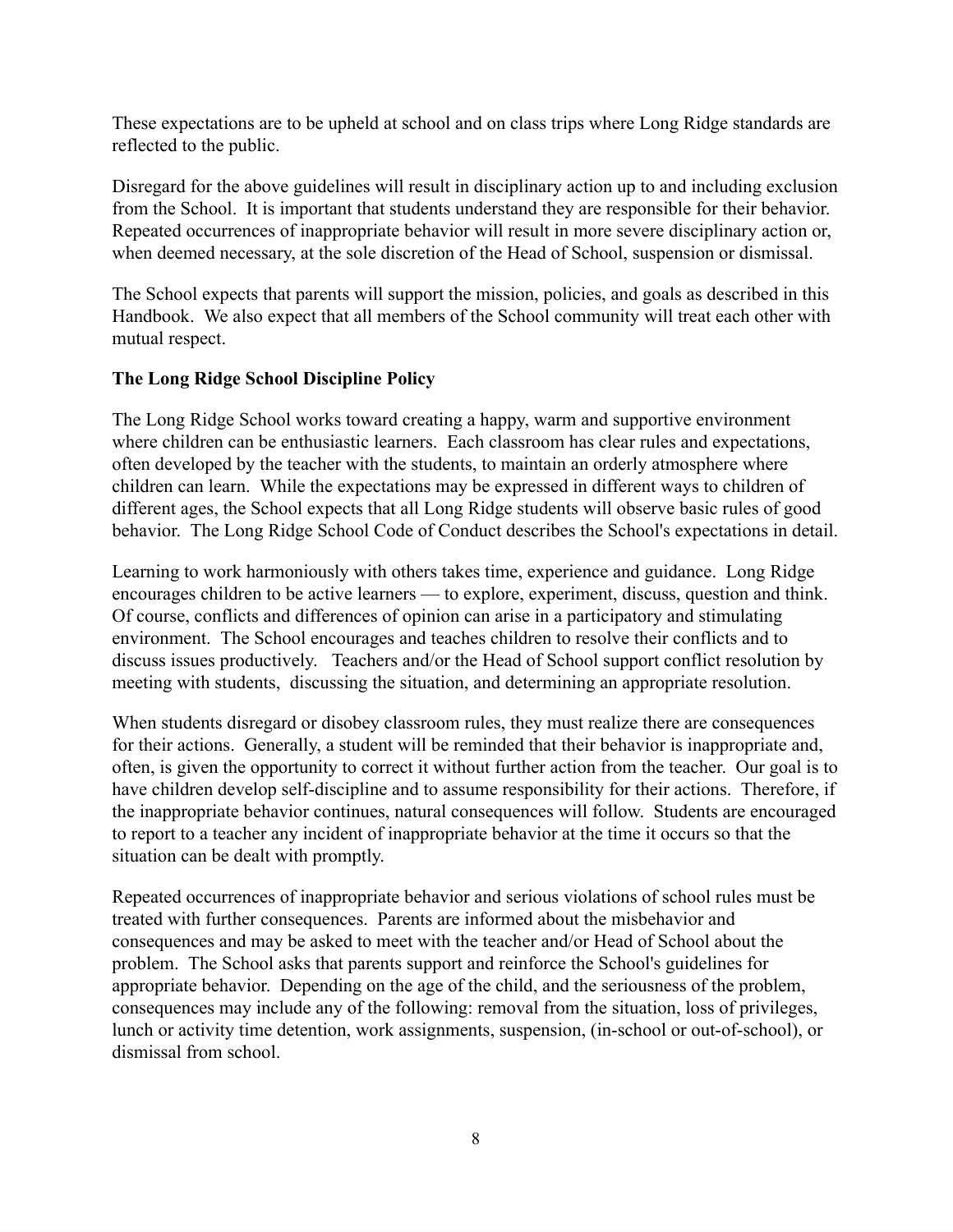These expectations are to be upheld at school and on class trips where Long Ridge standards are reflected to the public.

Disregard for the above guidelines will result in disciplinary action up to and including exclusion from the School. It is important that students understand they are responsible for their behavior. Repeated occurrences of inappropriate behavior will result in more severe disciplinary action or, when deemed necessary, at the sole discretion of the Head of School, suspension or dismissal.

The School expects that parents will support the mission, policies, and goals as described in this Handbook. We also expect that all members of the School community will treat each other with mutual respect.

**The Long Ridge School Discipline Policy**

The Long Ridge School works toward creating a happy, warm and supportive environment where children can be enthusiastic learners. Each classroom has clear rules and expectations, often developed by the teacher with the students, to maintain an orderly atmosphere where children can learn. While the expectations may be expressed in different ways to children of different ages, the School expects that all Long Ridge students will observe basic rules of good behavior. The Long Ridge School Code of Conduct describes the School's expectations in detail.

Learning to work harmoniously with others takes time, experience and guidance. Long Ridge encourages children to be active learners — to explore, experiment, discuss, question and think. Of course, conflicts and differences of opinion can arise in a participatory and stimulating environment. The School encourages and teaches children to resolve their conflicts and to discuss issues productively. Teachers and/or the Head of School support conflict resolution by meeting with students, discussing the situation, and determining an appropriate resolution.

When students disregard or disobey classroom rules, they must realize there are consequences for their actions. Generally, a student will be reminded that their behavior is inappropriate and, often, is given the opportunity to correct it without further action from the teacher. Our goal is to have children develop self-discipline and to assume responsibility for their actions. Therefore, if the inappropriate behavior continues, natural consequences will follow. Students are encouraged to report to a teacher any incident of inappropriate behavior at the time it occurs so that the situation can be dealt with promptly.

Repeated occurrences of inappropriate behavior and serious violations of school rules must be treated with further consequences. Parents are informed about the misbehavior and consequences and may be asked to meet with the teacher and/or Head of School about the problem. The School asks that parents support and reinforce the School's guidelines for appropriate behavior. Depending on the age of the child, and the seriousness of the problem, consequences may include any of the following: removal from the situation, loss of privileges, lunch or activity time detention, work assignments, suspension, (in-school or out-of-school), or dismissal from school.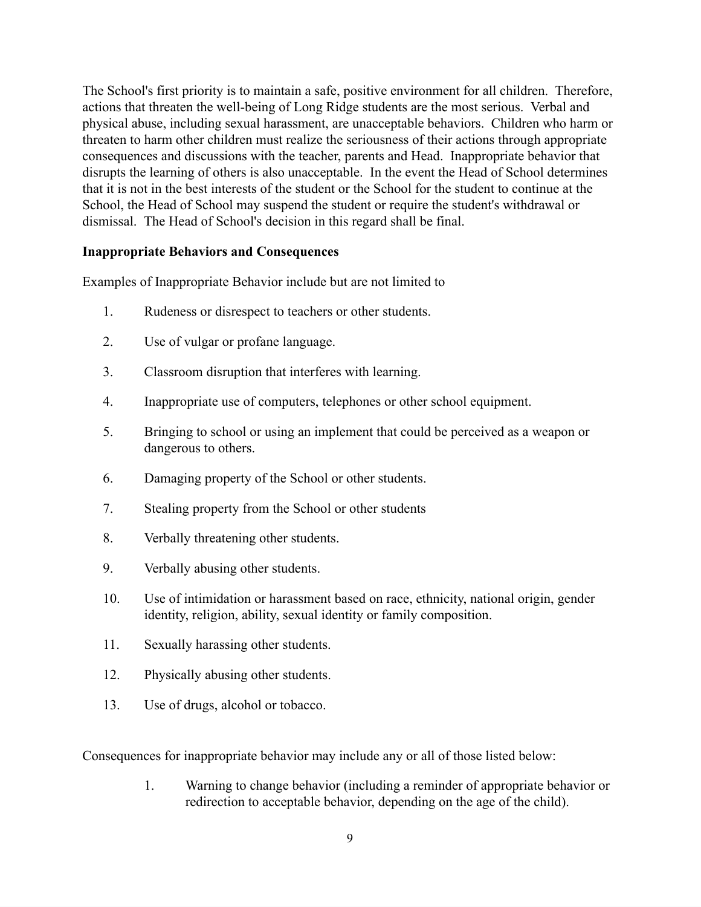The School's first priority is to maintain a safe, positive environment for all children. Therefore, actions that threaten the well-being of Long Ridge students are the most serious. Verbal and physical abuse, including sexual harassment, are unacceptable behaviors. Children who harm or threaten to harm other children must realize the seriousness of their actions through appropriate consequences and discussions with the teacher, parents and Head. Inappropriate behavior that disrupts the learning of others is also unacceptable. In the event the Head of School determines that it is not in the best interests of the student or the School for the student to continue at the School, the Head of School may suspend the student or require the student's withdrawal or dismissal. The Head of School's decision in this regard shall be final.

**Inappropriate Behaviors and Consequences**

Examples of Inappropriate Behavior include but are not limited to

1. Rudeness or disrespect to teachers or other students.
2. Use of vulgar or profane language.
3. Classroom disruption that interferes with learning.
4. Inappropriate use of computers, telephones or other school equipment.
5. Bringing to school or using an implement that could be perceived as a weapon or dangerous to others.
6. Damaging property of the School or other students.
7. Stealing property from the School or other students
8. Verbally threatening other students.
9. Verbally abusing other students.
10. Use of intimidation or harassment based on race, ethnicity, national origin, gender identity, religion, ability, sexual identity or family composition.
11. Sexually harassing other students.
12. Physically abusing other students.
13. Use of drugs, alcohol or tobacco.

Consequences for inappropriate behavior may include any or all of those listed below:

1. Warning to change behavior (including a reminder of appropriate behavior or redirection to acceptable behavior, depending on the age of the child).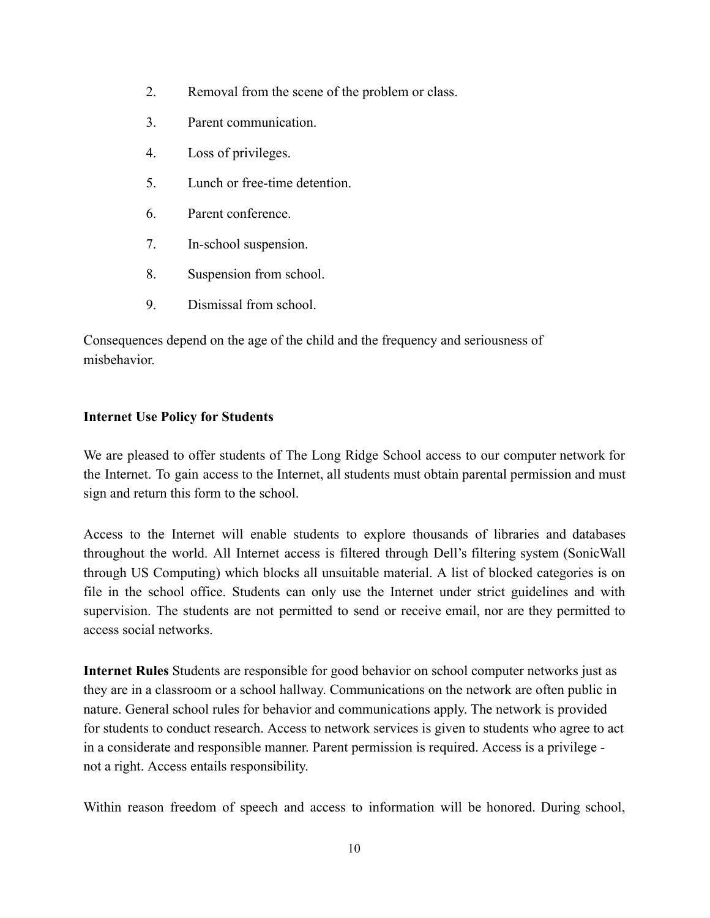2. Removal from the scene of the problem or class.
3. Parent communication.
4. Loss of privileges.
5. Lunch or free-time detention.
6. Parent conference.
7. In-school suspension.
8. Suspension from school.
9. Dismissal from school.

Consequences depend on the age of the child and the frequency and seriousness of misbehavior.

**Internet Use Policy for Students**

We are pleased to offer students of The Long Ridge School access to our computer network for the Internet. To gain access to the Internet, all students must obtain parental permission and must sign and return this form to the school.

Access to the Internet will enable students to explore thousands of libraries and databases throughout the world. All Internet access is filtered through Dell's filtering system (SonicWall through US Computing) which blocks all unsuitable material. A list of blocked categories is on file in the school office. Students can only use the Internet under strict guidelines and with supervision. The students are not permitted to send or receive email, nor are they permitted to access social networks.

**Internet Rules** Students are responsible for good behavior on school computer networks just as they are in a classroom or a school hallway. Communications on the network are often public in nature. General school rules for behavior and communications apply. The network is provided for students to conduct research. Access to network services is given to students who agree to act in a considerate and responsible manner. Parent permission is required. Access is a privilege - not a right. Access entails responsibility.

Within reason freedom of speech and access to information will be honored. During school,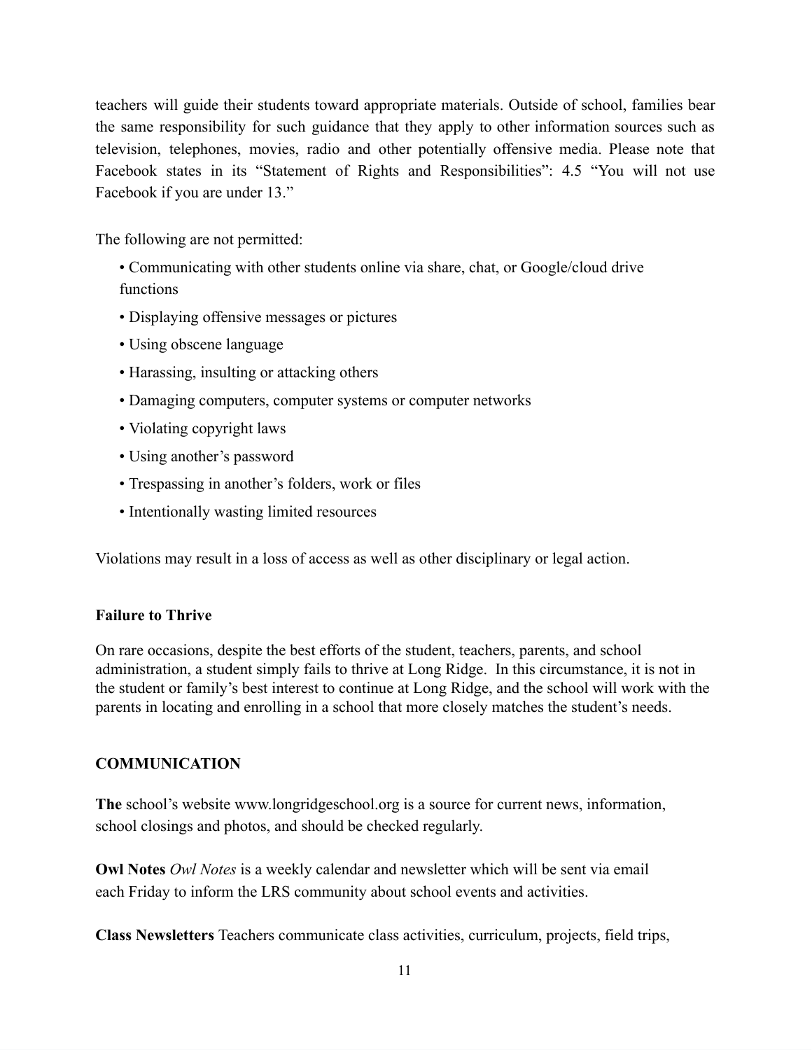teachers will guide their students toward appropriate materials. Outside of school, families bear the same responsibility for such guidance that they apply to other information sources such as television, telephones, movies, radio and other potentially offensive media. Please note that Facebook states in its "Statement of Rights and Responsibilities": 4.5 "You will not use Facebook if you are under 13."

The following are not permitted:

- Communicating with other students online via share, chat, or Google/cloud drive functions
- Displaying offensive messages or pictures
- Using obscene language
- Harassing, insulting or attacking others
- Damaging computers, computer systems or computer networks
- Violating copyright laws
- Using another's password
- Trespassing in another's folders, work or files
- Intentionally wasting limited resources

Violations may result in a loss of access as well as other disciplinary or legal action.

### Failure to Thrive

On rare occasions, despite the best efforts of the student, teachers, parents, and school administration, a student simply fails to thrive at Long Ridge. In this circumstance, it is not in the student or family's best interest to continue at Long Ridge, and the school will work with the parents in locating and enrolling in a school that more closely matches the student's needs.

## COMMUNICATION

**The** school's website www.longridgeschool.org is a source for current news, information, school closings and photos, and should be checked regularly.

**Owl Notes** *Owl Notes* is a weekly calendar and newsletter which will be sent via email each Friday to inform the LRS community about school events and activities.

**Class Newsletters** Teachers communicate class activities, curriculum, projects, field trips,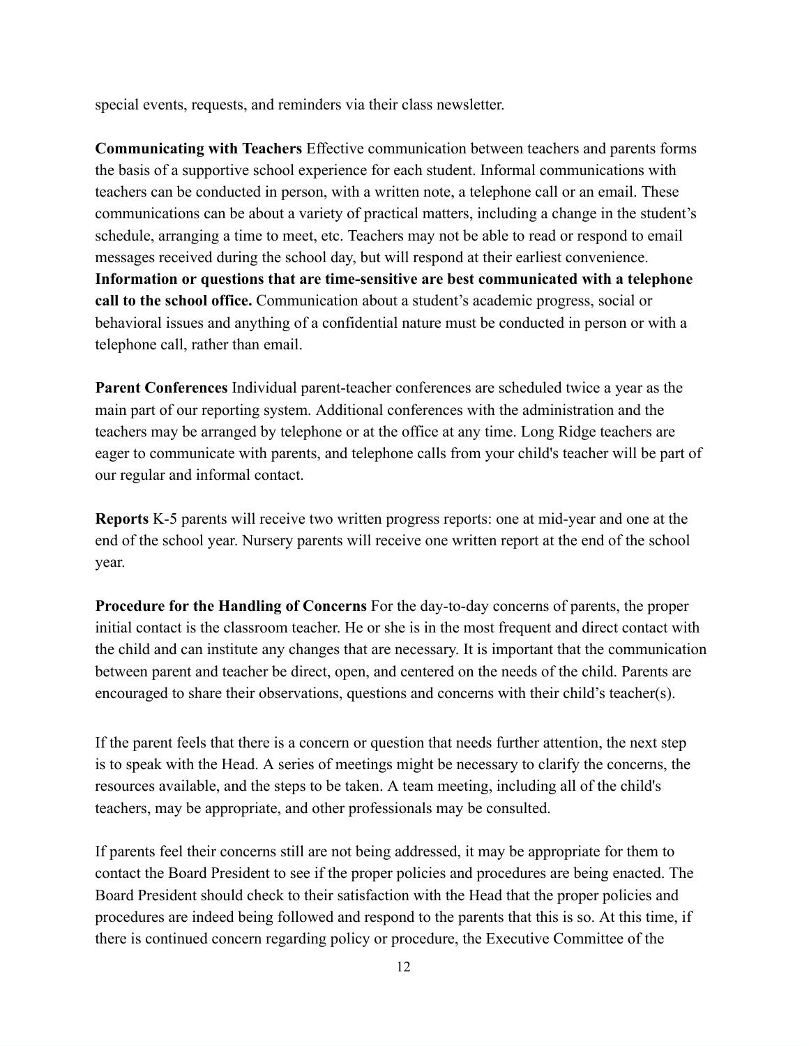special events, requests, and reminders via their class newsletter.

**Communicating with Teachers** Effective communication between teachers and parents forms the basis of a supportive school experience for each student. Informal communications with teachers can be conducted in person, with a written note, a telephone call or an email. These communications can be about a variety of practical matters, including a change in the student's schedule, arranging a time to meet, etc. Teachers may not be able to read or respond to email messages received during the school day, but will respond at their earliest convenience. **Information or questions that are time-sensitive are best communicated with a telephone call to the school office.** Communication about a student's academic progress, social or behavioral issues and anything of a confidential nature must be conducted in person or with a telephone call, rather than email.

**Parent Conferences** Individual parent-teacher conferences are scheduled twice a year as the main part of our reporting system. Additional conferences with the administration and the teachers may be arranged by telephone or at the office at any time. Long Ridge teachers are eager to communicate with parents, and telephone calls from your child's teacher will be part of our regular and informal contact.

**Reports** K-5 parents will receive two written progress reports: one at mid-year and one at the end of the school year. Nursery parents will receive one written report at the end of the school year.

**Procedure for the Handling of Concerns** For the day-to-day concerns of parents, the proper initial contact is the classroom teacher. He or she is in the most frequent and direct contact with the child and can institute any changes that are necessary. It is important that the communication between parent and teacher be direct, open, and centered on the needs of the child. Parents are encouraged to share their observations, questions and concerns with their child's teacher(s).

If the parent feels that there is a concern or question that needs further attention, the next step is to speak with the Head. A series of meetings might be necessary to clarify the concerns, the resources available, and the steps to be taken. A team meeting, including all of the child's teachers, may be appropriate, and other professionals may be consulted.

If parents feel their concerns still are not being addressed, it may be appropriate for them to contact the Board President to see if the proper policies and procedures are being enacted. The Board President should check to their satisfaction with the Head that the proper policies and procedures are indeed being followed and respond to the parents that this is so. At this time, if there is continued concern regarding policy or procedure, the Executive Committee of the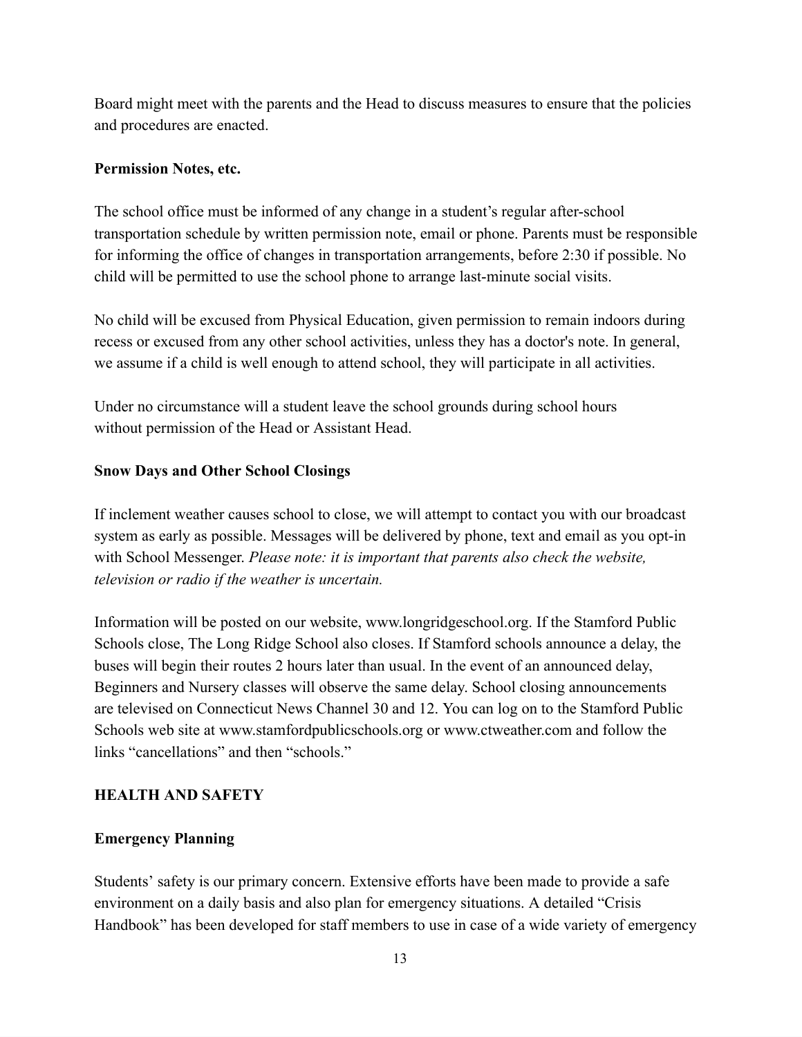Board might meet with the parents and the Head to discuss measures to ensure that the policies and procedures are enacted.

**Permission Notes, etc.**

The school office must be informed of any change in a student's regular after-school transportation schedule by written permission note, email or phone. Parents must be responsible for informing the office of changes in transportation arrangements, before 2:30 if possible. No child will be permitted to use the school phone to arrange last-minute social visits.

No child will be excused from Physical Education, given permission to remain indoors during recess or excused from any other school activities, unless they has a doctor's note. In general, we assume if a child is well enough to attend school, they will participate in all activities.

Under no circumstance will a student leave the school grounds during school hours without permission of the Head or Assistant Head.

**Snow Days and Other School Closings**

If inclement weather causes school to close, we will attempt to contact you with our broadcast system as early as possible. Messages will be delivered by phone, text and email as you opt-in with School Messenger. *Please note: it is important that parents also check the website, television or radio if the weather is uncertain.*

Information will be posted on our website, www.longridgeschool.org. If the Stamford Public Schools close, The Long Ridge School also closes. If Stamford schools announce a delay, the buses will begin their routes 2 hours later than usual. In the event of an announced delay, Beginners and Nursery classes will observe the same delay. School closing announcements are televised on Connecticut News Channel 30 and 12. You can log on to the Stamford Public Schools web site at www.stamfordpublicschools.org or www.ctweather.com and follow the links "cancellations" and then "schools."

## HEALTH AND SAFETY

**Emergency Planning**

Students' safety is our primary concern. Extensive efforts have been made to provide a safe environment on a daily basis and also plan for emergency situations. A detailed "Crisis Handbook" has been developed for staff members to use in case of a wide variety of emergency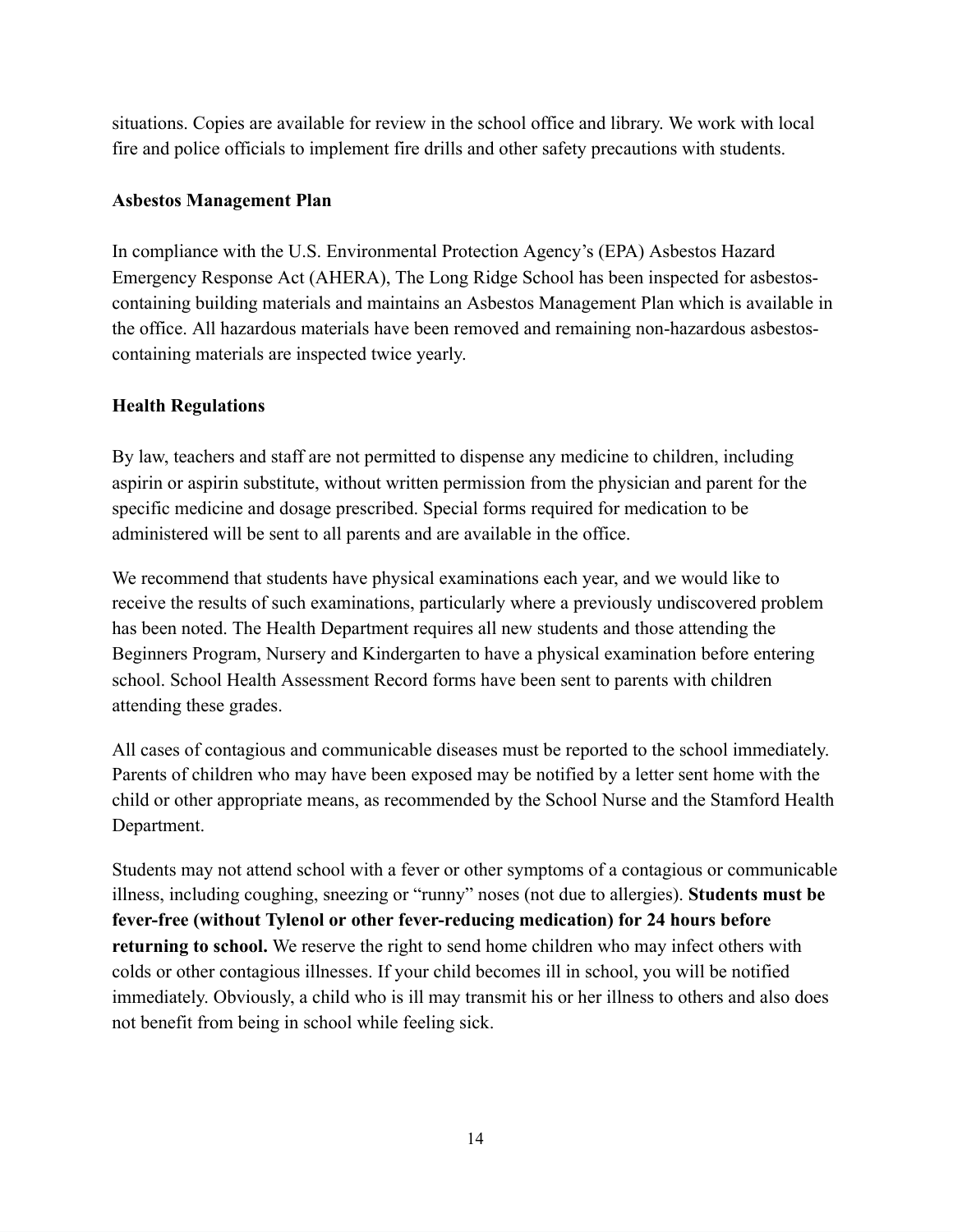situations. Copies are available for review in the school office and library. We work with local fire and police officials to implement fire drills and other safety precautions with students.

### Asbestos Management Plan

In compliance with the U.S. Environmental Protection Agency's (EPA) Asbestos Hazard Emergency Response Act (AHERA), The Long Ridge School has been inspected for asbestos-containing building materials and maintains an Asbestos Management Plan which is available in the office. All hazardous materials have been removed and remaining non-hazardous asbestos-containing materials are inspected twice yearly.

### Health Regulations

By law, teachers and staff are not permitted to dispense any medicine to children, including aspirin or aspirin substitute, without written permission from the physician and parent for the specific medicine and dosage prescribed. Special forms required for medication to be administered will be sent to all parents and are available in the office.

We recommend that students have physical examinations each year, and we would like to receive the results of such examinations, particularly where a previously undiscovered problem has been noted. The Health Department requires all new students and those attending the Beginners Program, Nursery and Kindergarten to have a physical examination before entering school. School Health Assessment Record forms have been sent to parents with children attending these grades.

All cases of contagious and communicable diseases must be reported to the school immediately. Parents of children who may have been exposed may be notified by a letter sent home with the child or other appropriate means, as recommended by the School Nurse and the Stamford Health Department.

Students may not attend school with a fever or other symptoms of a contagious or communicable illness, including coughing, sneezing or "runny" noses (not due to allergies). **Students must be fever-free (without Tylenol or other fever-reducing medication) for 24 hours before returning to school.** We reserve the right to send home children who may infect others with colds or other contagious illnesses. If your child becomes ill in school, you will be notified immediately. Obviously, a child who is ill may transmit his or her illness to others and also does not benefit from being in school while feeling sick.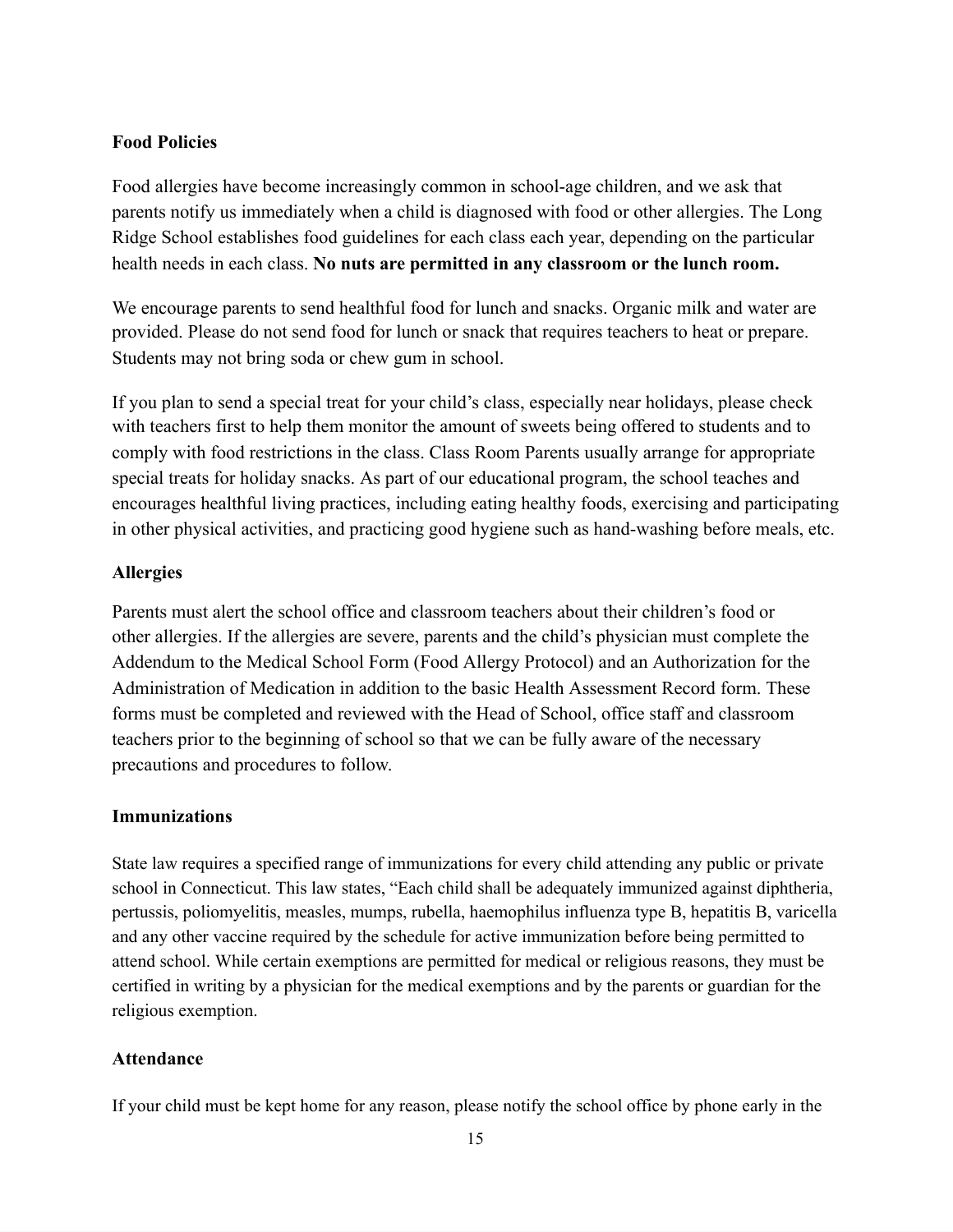**Food Policies**

Food allergies have become increasingly common in school-age children, and we ask that parents notify us immediately when a child is diagnosed with food or other allergies. The Long Ridge School establishes food guidelines for each class each year, depending on the particular health needs in each class. **No nuts are permitted in any classroom or the lunch room.**

We encourage parents to send healthful food for lunch and snacks. Organic milk and water are provided. Please do not send food for lunch or snack that requires teachers to heat or prepare. Students may not bring soda or chew gum in school.

If you plan to send a special treat for your child's class, especially near holidays, please check with teachers first to help them monitor the amount of sweets being offered to students and to comply with food restrictions in the class. Class Room Parents usually arrange for appropriate special treats for holiday snacks. As part of our educational program, the school teaches and encourages healthful living practices, including eating healthy foods, exercising and participating in other physical activities, and practicing good hygiene such as hand-washing before meals, etc.

**Allergies**

Parents must alert the school office and classroom teachers about their children's food or other allergies. If the allergies are severe, parents and the child's physician must complete the Addendum to the Medical School Form (Food Allergy Protocol) and an Authorization for the Administration of Medication in addition to the basic Health Assessment Record form. These forms must be completed and reviewed with the Head of School, office staff and classroom teachers prior to the beginning of school so that we can be fully aware of the necessary precautions and procedures to follow.

**Immunizations**

State law requires a specified range of immunizations for every child attending any public or private school in Connecticut. This law states, "Each child shall be adequately immunized against diphtheria, pertussis, poliomyelitis, measles, mumps, rubella, haemophilus influenza type B, hepatitis B, varicella and any other vaccine required by the schedule for active immunization before being permitted to attend school. While certain exemptions are permitted for medical or religious reasons, they must be certified in writing by a physician for the medical exemptions and by the parents or guardian for the religious exemption.

**Attendance**

If your child must be kept home for any reason, please notify the school office by phone early in the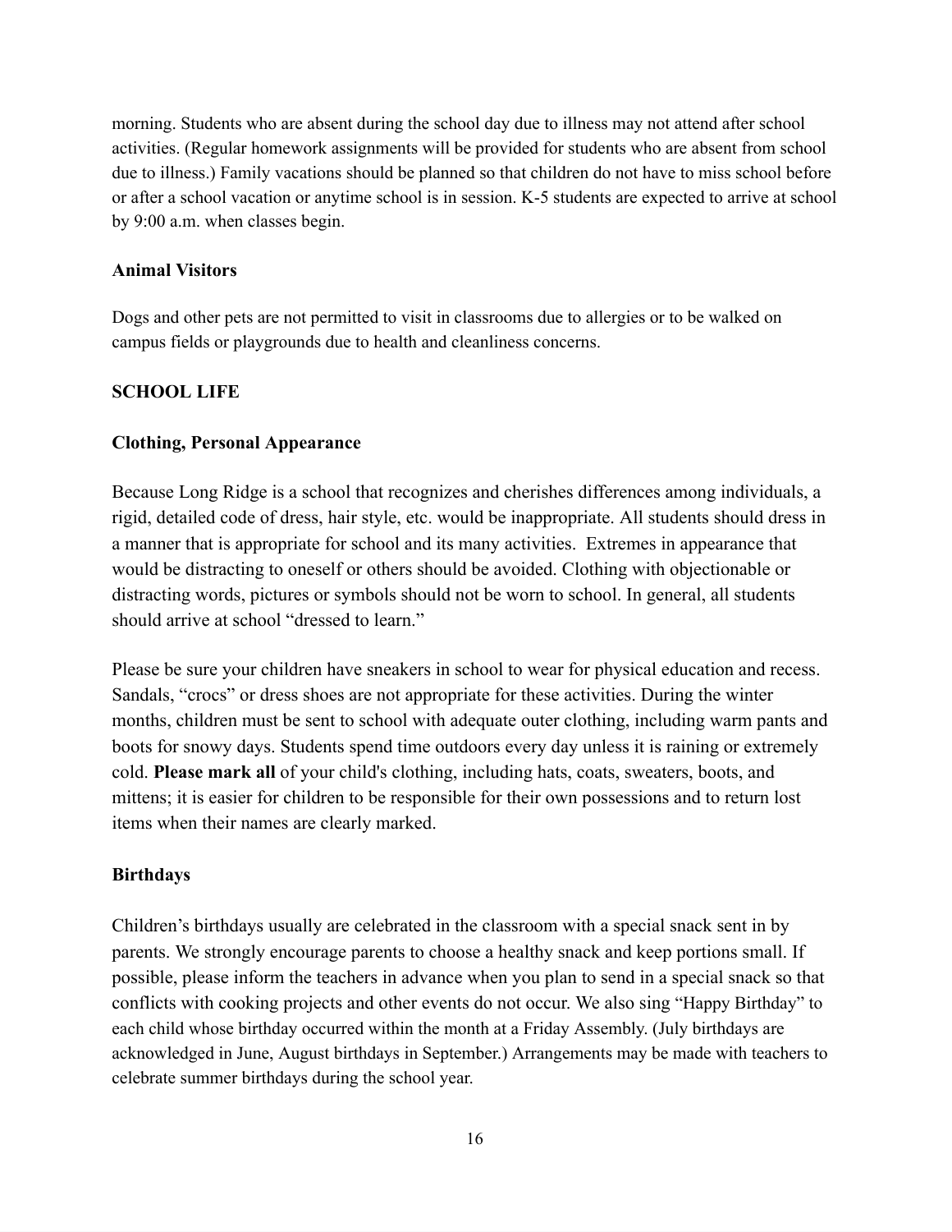morning. Students who are absent during the school day due to illness may not attend after school activities. (Regular homework assignments will be provided for students who are absent from school due to illness.) Family vacations should be planned so that children do not have to miss school before or after a school vacation or anytime school is in session. K-5 students are expected to arrive at school by 9:00 a.m. when classes begin.

### Animal Visitors

Dogs and other pets are not permitted to visit in classrooms due to allergies or to be walked on campus fields or playgrounds due to health and cleanliness concerns.

## SCHOOL LIFE

### Clothing, Personal Appearance

Because Long Ridge is a school that recognizes and cherishes differences among individuals, a rigid, detailed code of dress, hair style, etc. would be inappropriate. All students should dress in a manner that is appropriate for school and its many activities. Extremes in appearance that would be distracting to oneself or others should be avoided. Clothing with objectionable or distracting words, pictures or symbols should not be worn to school. In general, all students should arrive at school "dressed to learn."

Please be sure your children have sneakers in school to wear for physical education and recess. Sandals, "crocs" or dress shoes are not appropriate for these activities. During the winter months, children must be sent to school with adequate outer clothing, including warm pants and boots for snowy days. Students spend time outdoors every day unless it is raining or extremely cold. **Please mark all** of your child's clothing, including hats, coats, sweaters, boots, and mittens; it is easier for children to be responsible for their own possessions and to return lost items when their names are clearly marked.

### Birthdays

Children's birthdays usually are celebrated in the classroom with a special snack sent in by parents. We strongly encourage parents to choose a healthy snack and keep portions small. If possible, please inform the teachers in advance when you plan to send in a special snack so that conflicts with cooking projects and other events do not occur. We also sing "Happy Birthday" to each child whose birthday occurred within the month at a Friday Assembly. (July birthdays are acknowledged in June, August birthdays in September.) Arrangements may be made with teachers to celebrate summer birthdays during the school year.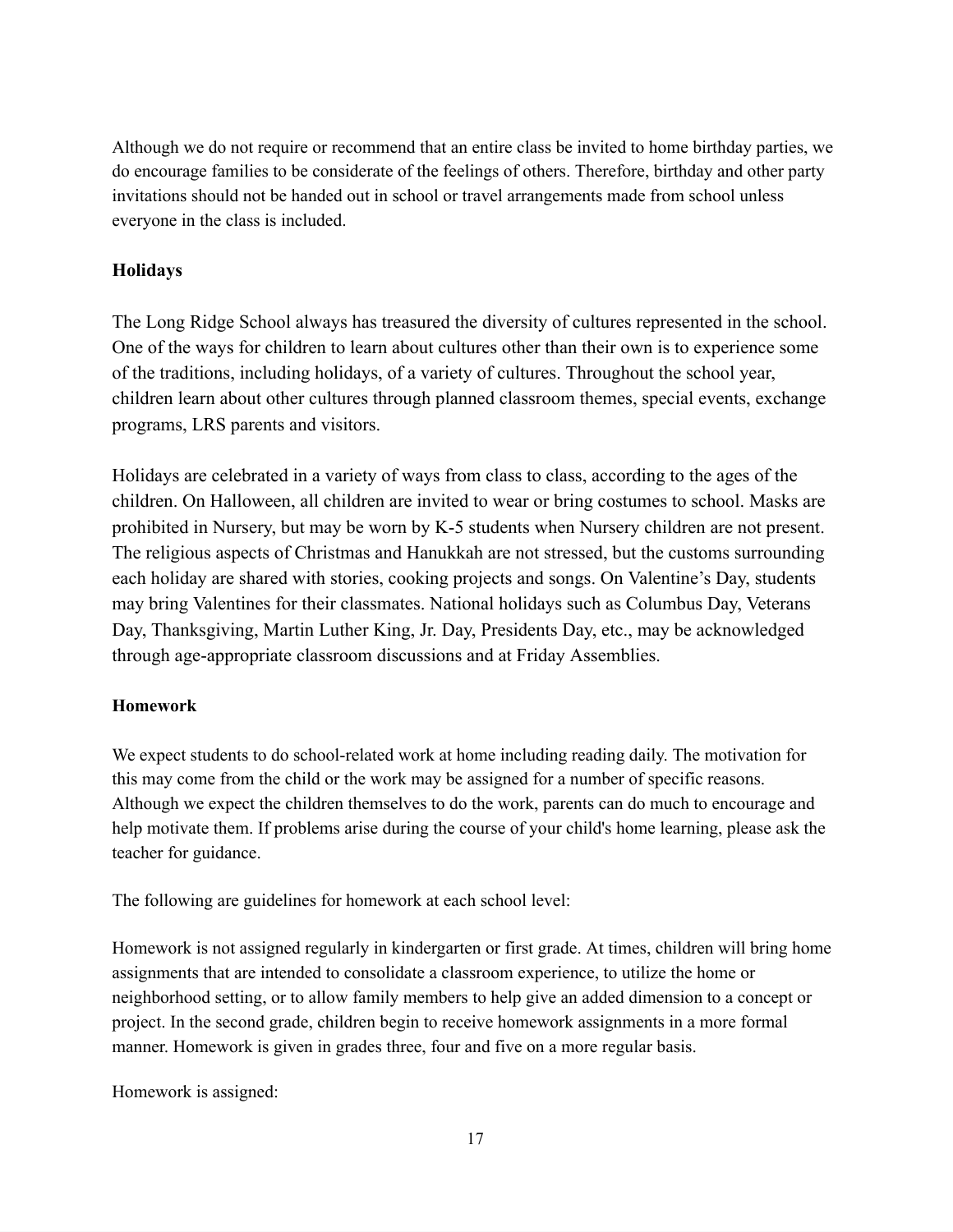Although we do not require or recommend that an entire class be invited to home birthday parties, we do encourage families to be considerate of the feelings of others. Therefore, birthday and other party invitations should not be handed out in school or travel arrangements made from school unless everyone in the class is included.

**Holidays**

The Long Ridge School always has treasured the diversity of cultures represented in the school. One of the ways for children to learn about cultures other than their own is to experience some of the traditions, including holidays, of a variety of cultures. Throughout the school year, children learn about other cultures through planned classroom themes, special events, exchange programs, LRS parents and visitors.

Holidays are celebrated in a variety of ways from class to class, according to the ages of the children. On Halloween, all children are invited to wear or bring costumes to school. Masks are prohibited in Nursery, but may be worn by K-5 students when Nursery children are not present. The religious aspects of Christmas and Hanukkah are not stressed, but the customs surrounding each holiday are shared with stories, cooking projects and songs. On Valentine's Day, students may bring Valentines for their classmates. National holidays such as Columbus Day, Veterans Day, Thanksgiving, Martin Luther King, Jr. Day, Presidents Day, etc., may be acknowledged through age-appropriate classroom discussions and at Friday Assemblies.

**Homework**

We expect students to do school-related work at home including reading daily. The motivation for this may come from the child or the work may be assigned for a number of specific reasons. Although we expect the children themselves to do the work, parents can do much to encourage and help motivate them. If problems arise during the course of your child's home learning, please ask the teacher for guidance.

The following are guidelines for homework at each school level:

Homework is not assigned regularly in kindergarten or first grade. At times, children will bring home assignments that are intended to consolidate a classroom experience, to utilize the home or neighborhood setting, or to allow family members to help give an added dimension to a concept or project. In the second grade, children begin to receive homework assignments in a more formal manner. Homework is given in grades three, four and five on a more regular basis.

Homework is assigned: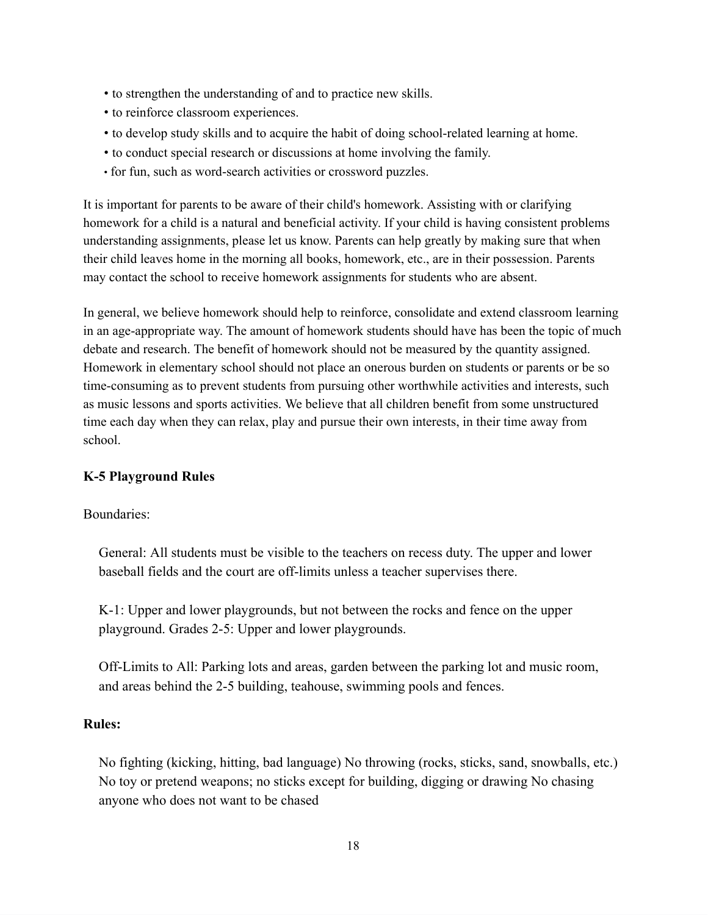- to strengthen the understanding of and to practice new skills.
- to reinforce classroom experiences.
- to develop study skills and to acquire the habit of doing school-related learning at home.
- to conduct special research or discussions at home involving the family.
- for fun, such as word-search activities or crossword puzzles.

It is important for parents to be aware of their child's homework. Assisting with or clarifying homework for a child is a natural and beneficial activity. If your child is having consistent problems understanding assignments, please let us know. Parents can help greatly by making sure that when their child leaves home in the morning all books, homework, etc., are in their possession. Parents may contact the school to receive homework assignments for students who are absent.

In general, we believe homework should help to reinforce, consolidate and extend classroom learning in an age-appropriate way. The amount of homework students should have has been the topic of much debate and research. The benefit of homework should not be measured by the quantity assigned. Homework in elementary school should not place an onerous burden on students or parents or be so time-consuming as to prevent students from pursuing other worthwhile activities and interests, such as music lessons and sports activities. We believe that all children benefit from some unstructured time each day when they can relax, play and pursue their own interests, in their time away from school.

**K-5 Playground Rules**

Boundaries:

General: All students must be visible to the teachers on recess duty. The upper and lower baseball fields and the court are off-limits unless a teacher supervises there.

K-1: Upper and lower playgrounds, but not between the rocks and fence on the upper playground. Grades 2-5: Upper and lower playgrounds.

Off-Limits to All: Parking lots and areas, garden between the parking lot and music room, and areas behind the 2-5 building, teahouse, swimming pools and fences.

**Rules:**

No fighting (kicking, hitting, bad language) No throwing (rocks, sticks, sand, snowballs, etc.) No toy or pretend weapons; no sticks except for building, digging or drawing No chasing anyone who does not want to be chased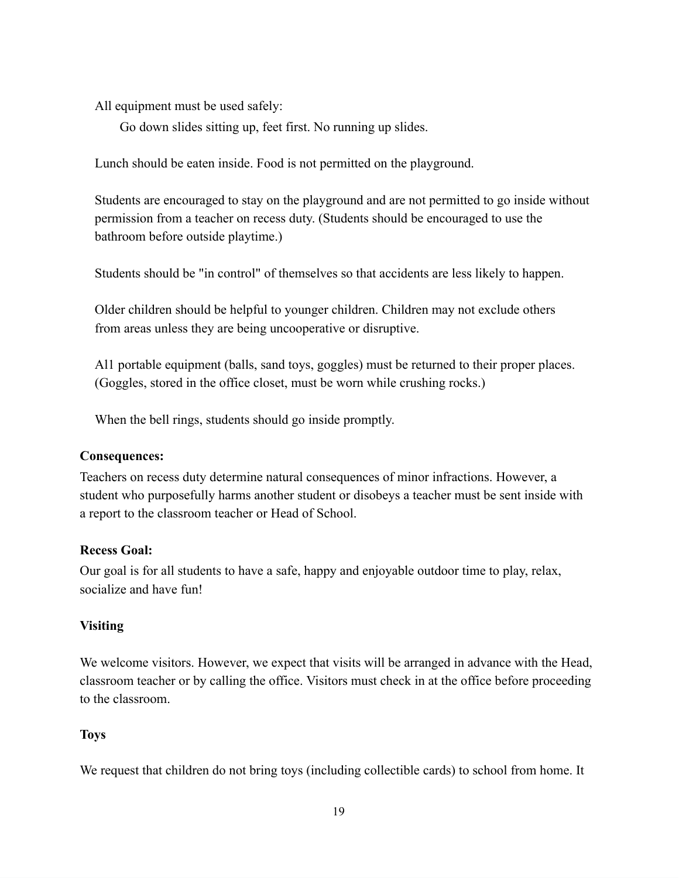All equipment must be used safely:

Go down slides sitting up, feet first. No running up slides.

Lunch should be eaten inside. Food is not permitted on the playground.

Students are encouraged to stay on the playground and are not permitted to go inside without permission from a teacher on recess duty. (Students should be encouraged to use the bathroom before outside playtime.)

Students should be "in control" of themselves so that accidents are less likely to happen.

Older children should be helpful to younger children. Children may not exclude others from areas unless they are being uncooperative or disruptive.

A1l portable equipment (balls, sand toys, goggles) must be returned to their proper places. (Goggles, stored in the office closet, must be worn while crushing rocks.)

When the bell rings, students should go inside promptly.

**Consequences:**

Teachers on recess duty determine natural consequences of minor infractions. However, a student who purposefully harms another student or disobeys a teacher must be sent inside with a report to the classroom teacher or Head of School.

**Recess Goal:**

Our goal is for all students to have a safe, happy and enjoyable outdoor time to play, relax, socialize and have fun!

**Visiting**

We welcome visitors. However, we expect that visits will be arranged in advance with the Head, classroom teacher or by calling the office. Visitors must check in at the office before proceeding to the classroom.

**Toys**

We request that children do not bring toys (including collectible cards) to school from home. It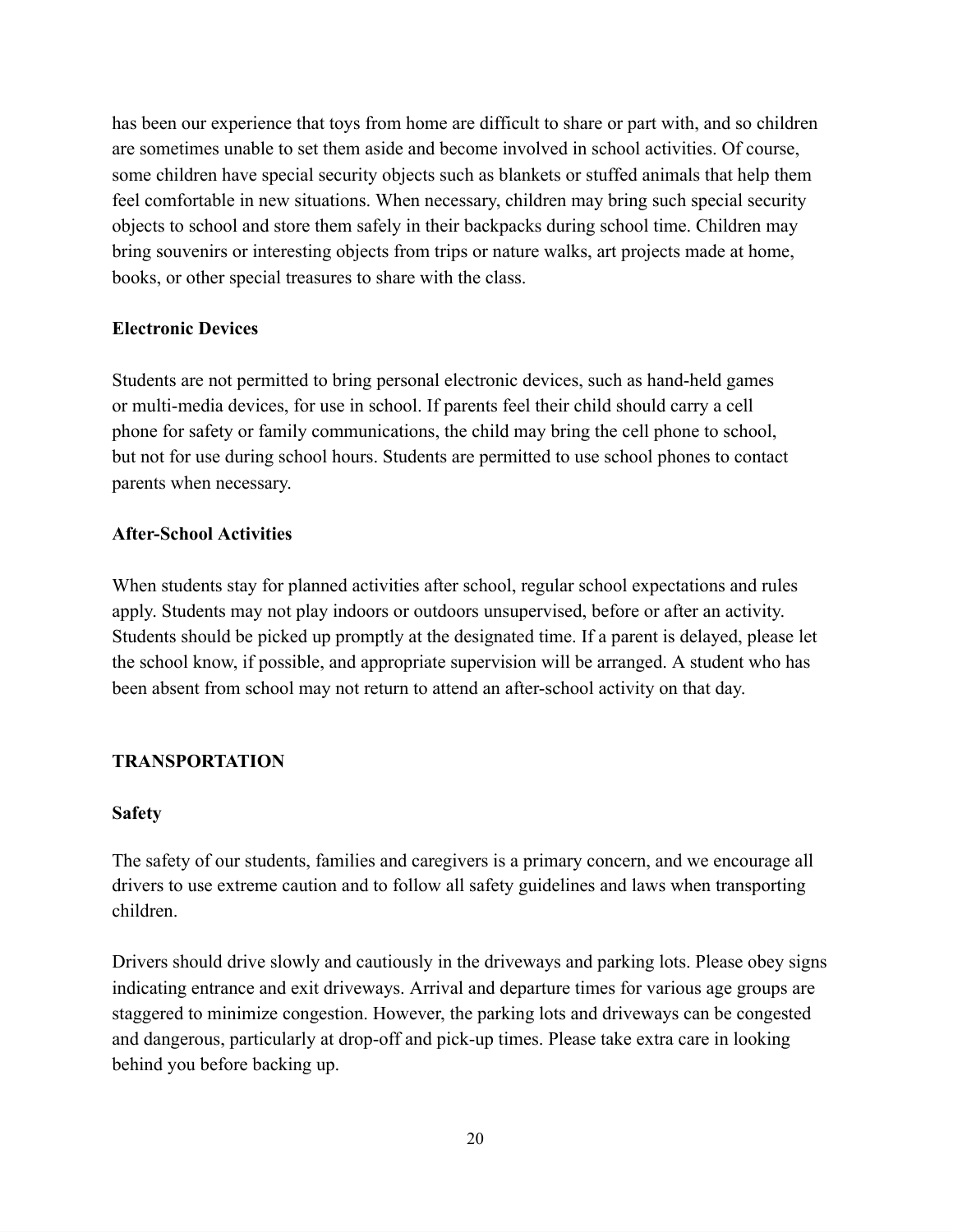has been our experience that toys from home are difficult to share or part with, and so children are sometimes unable to set them aside and become involved in school activities. Of course, some children have special security objects such as blankets or stuffed animals that help them feel comfortable in new situations. When necessary, children may bring such special security objects to school and store them safely in their backpacks during school time. Children may bring souvenirs or interesting objects from trips or nature walks, art projects made at home, books, or other special treasures to share with the class.

**Electronic Devices**

Students are not permitted to bring personal electronic devices, such as hand-held games or multi-media devices, for use in school. If parents feel their child should carry a cell phone for safety or family communications, the child may bring the cell phone to school, but not for use during school hours. Students are permitted to use school phones to contact parents when necessary.

**After-School Activities**

When students stay for planned activities after school, regular school expectations and rules apply. Students may not play indoors or outdoors unsupervised, before or after an activity. Students should be picked up promptly at the designated time. If a parent is delayed, please let the school know, if possible, and appropriate supervision will be arranged. A student who has been absent from school may not return to attend an after-school activity on that day.

## TRANSPORTATION

**Safety**

The safety of our students, families and caregivers is a primary concern, and we encourage all drivers to use extreme caution and to follow all safety guidelines and laws when transporting children.

Drivers should drive slowly and cautiously in the driveways and parking lots. Please obey signs indicating entrance and exit driveways. Arrival and departure times for various age groups are staggered to minimize congestion. However, the parking lots and driveways can be congested and dangerous, particularly at drop-off and pick-up times. Please take extra care in looking behind you before backing up.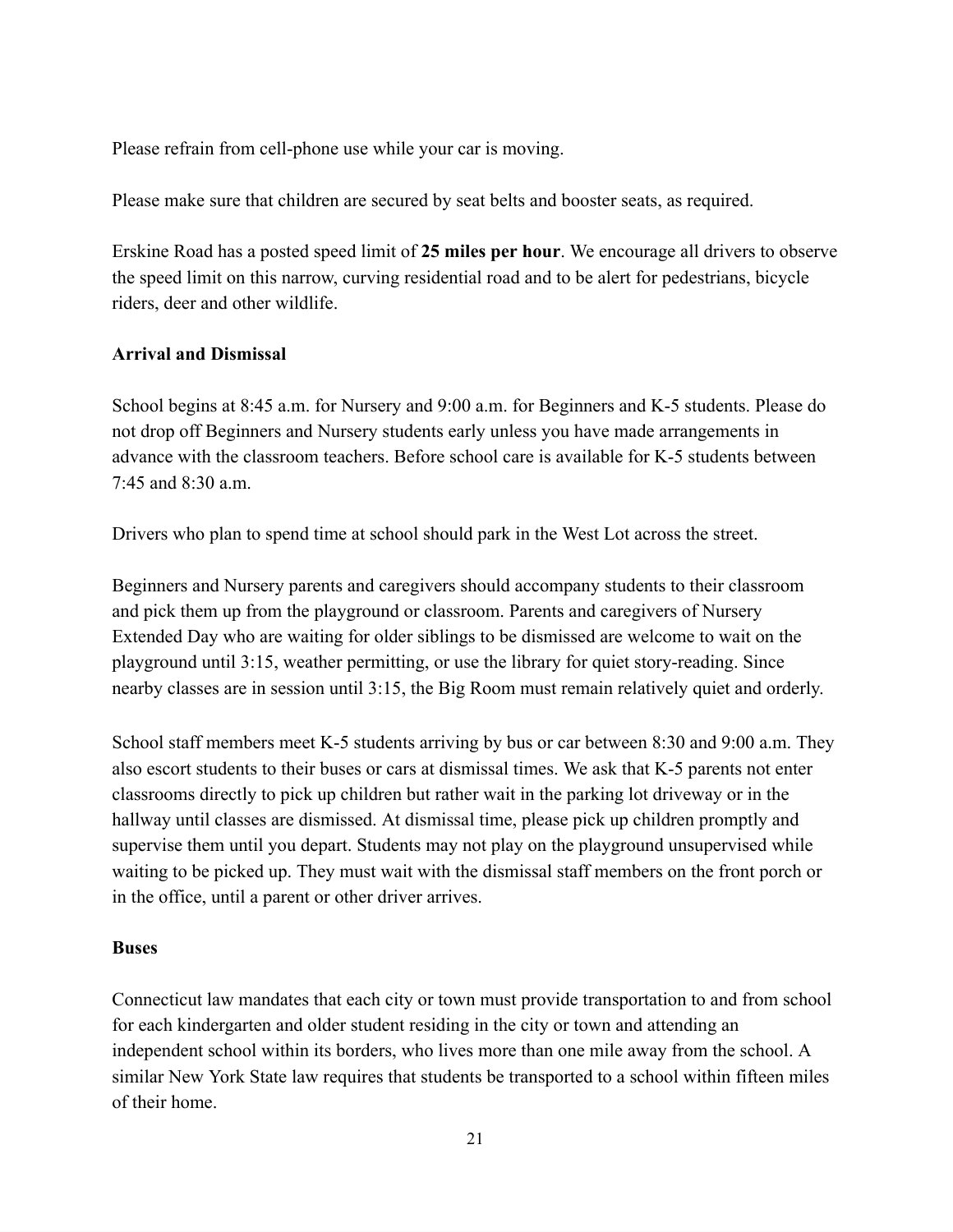Please refrain from cell-phone use while your car is moving.

Please make sure that children are secured by seat belts and booster seats, as required.

Erskine Road has a posted speed limit of **25 miles per hour**. We encourage all drivers to observe the speed limit on this narrow, curving residential road and to be alert for pedestrians, bicycle riders, deer and other wildlife.

**Arrival and Dismissal**

School begins at 8:45 a.m. for Nursery and 9:00 a.m. for Beginners and K-5 students. Please do not drop off Beginners and Nursery students early unless you have made arrangements in advance with the classroom teachers. Before school care is available for K-5 students between 7:45 and 8:30 a.m.

Drivers who plan to spend time at school should park in the West Lot across the street.

Beginners and Nursery parents and caregivers should accompany students to their classroom and pick them up from the playground or classroom. Parents and caregivers of Nursery Extended Day who are waiting for older siblings to be dismissed are welcome to wait on the playground until 3:15, weather permitting, or use the library for quiet story-reading. Since nearby classes are in session until 3:15, the Big Room must remain relatively quiet and orderly.

School staff members meet K-5 students arriving by bus or car between 8:30 and 9:00 a.m. They also escort students to their buses or cars at dismissal times. We ask that K-5 parents not enter classrooms directly to pick up children but rather wait in the parking lot driveway or in the hallway until classes are dismissed. At dismissal time, please pick up children promptly and supervise them until you depart. Students may not play on the playground unsupervised while waiting to be picked up. They must wait with the dismissal staff members on the front porch or in the office, until a parent or other driver arrives.

**Buses**

Connecticut law mandates that each city or town must provide transportation to and from school for each kindergarten and older student residing in the city or town and attending an independent school within its borders, who lives more than one mile away from the school. A similar New York State law requires that students be transported to a school within fifteen miles of their home.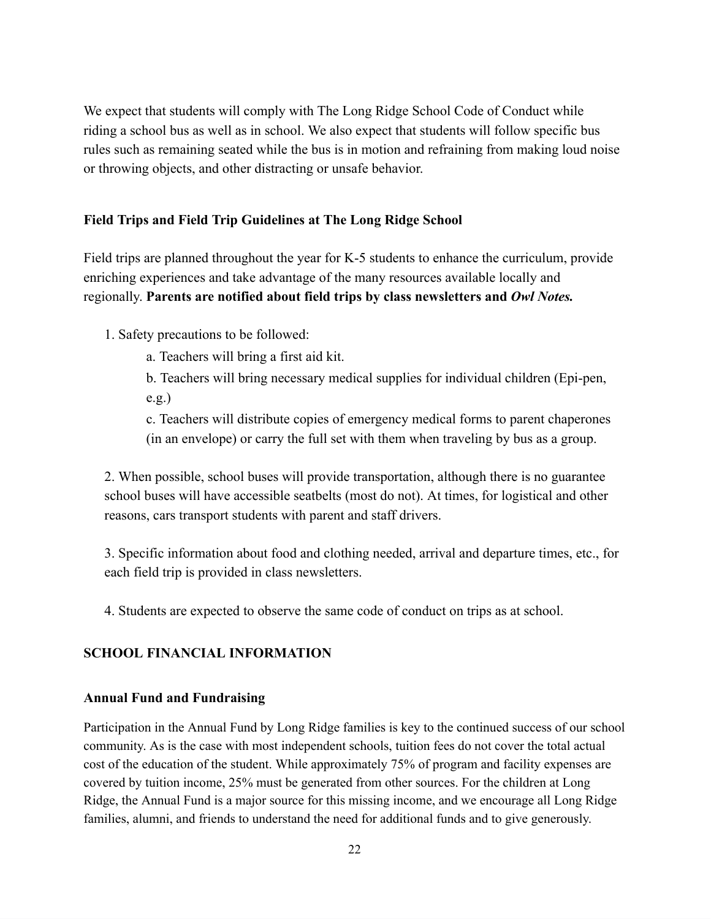We expect that students will comply with The Long Ridge School Code of Conduct while riding a school bus as well as in school. We also expect that students will follow specific bus rules such as remaining seated while the bus is in motion and refraining from making loud noise or throwing objects, and other distracting or unsafe behavior.

### Field Trips and Field Trip Guidelines at The Long Ridge School

Field trips are planned throughout the year for K-5 students to enhance the curriculum, provide enriching experiences and take advantage of the many resources available locally and regionally. **Parents are notified about field trips by class newsletters and *Owl Notes.***

1. Safety precautions to be followed:
   - a. Teachers will bring a first aid kit.
   - b. Teachers will bring necessary medical supplies for individual children (Epi-pen, e.g.)
   - c. Teachers will distribute copies of emergency medical forms to parent chaperones (in an envelope) or carry the full set with them when traveling by bus as a group.

2. When possible, school buses will provide transportation, although there is no guarantee school buses will have accessible seatbelts (most do not). At times, for logistical and other reasons, cars transport students with parent and staff drivers.

3. Specific information about food and clothing needed, arrival and departure times, etc., for each field trip is provided in class newsletters.

4. Students are expected to observe the same code of conduct on trips as at school.

## SCHOOL FINANCIAL INFORMATION

### Annual Fund and Fundraising

Participation in the Annual Fund by Long Ridge families is key to the continued success of our school community. As is the case with most independent schools, tuition fees do not cover the total actual cost of the education of the student. While approximately 75% of program and facility expenses are covered by tuition income, 25% must be generated from other sources. For the children at Long Ridge, the Annual Fund is a major source for this missing income, and we encourage all Long Ridge families, alumni, and friends to understand the need for additional funds and to give generously.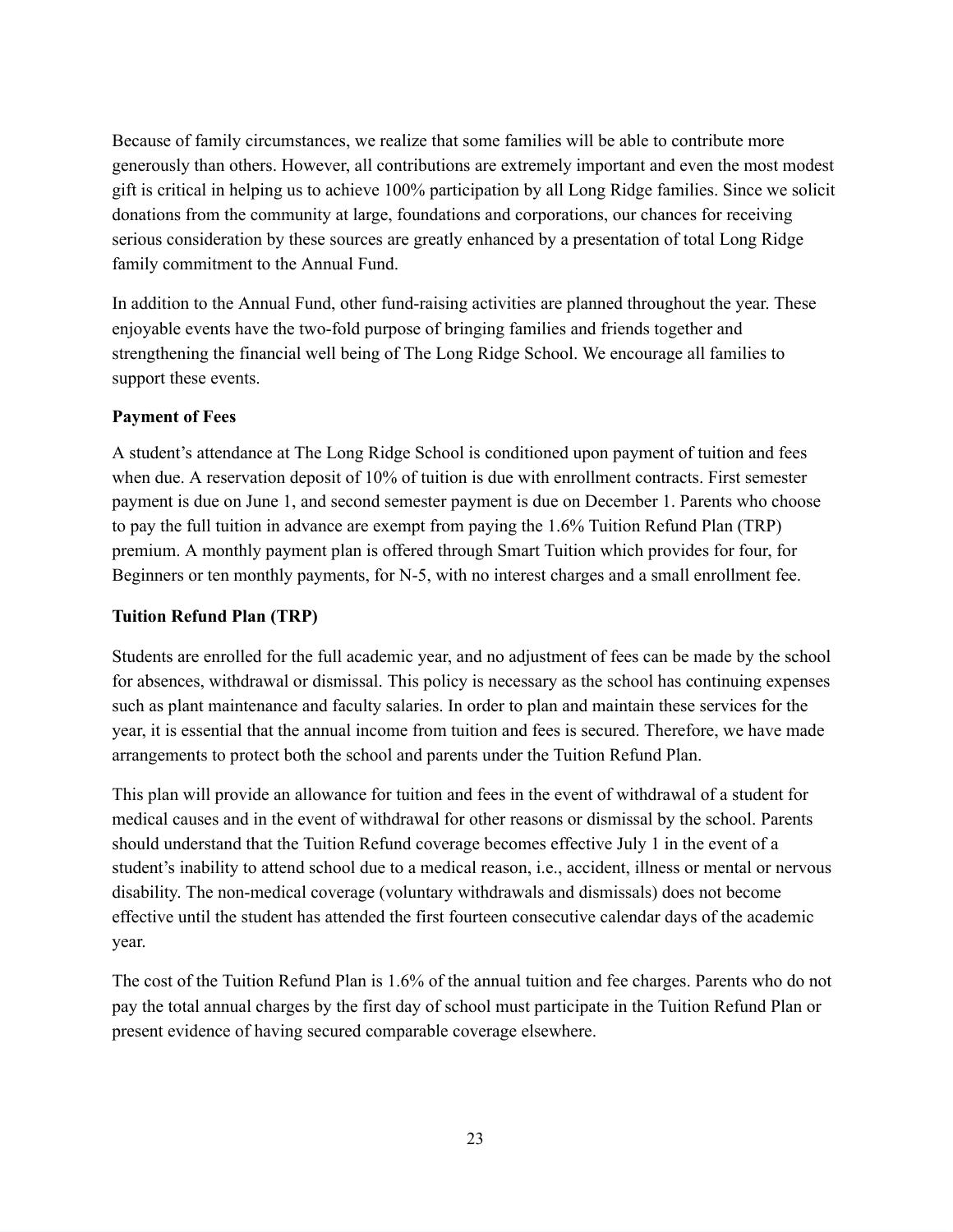Because of family circumstances, we realize that some families will be able to contribute more generously than others. However, all contributions are extremely important and even the most modest gift is critical in helping us to achieve 100% participation by all Long Ridge families. Since we solicit donations from the community at large, foundations and corporations, our chances for receiving serious consideration by these sources are greatly enhanced by a presentation of total Long Ridge family commitment to the Annual Fund.

In addition to the Annual Fund, other fund-raising activities are planned throughout the year. These enjoyable events have the two-fold purpose of bringing families and friends together and strengthening the financial well being of The Long Ridge School. We encourage all families to support these events.

**Payment of Fees**

A student's attendance at The Long Ridge School is conditioned upon payment of tuition and fees when due. A reservation deposit of 10% of tuition is due with enrollment contracts. First semester payment is due on June 1, and second semester payment is due on December 1. Parents who choose to pay the full tuition in advance are exempt from paying the 1.6% Tuition Refund Plan (TRP) premium. A monthly payment plan is offered through Smart Tuition which provides for four, for Beginners or ten monthly payments, for N-5, with no interest charges and a small enrollment fee.

**Tuition Refund Plan (TRP)**

Students are enrolled for the full academic year, and no adjustment of fees can be made by the school for absences, withdrawal or dismissal. This policy is necessary as the school has continuing expenses such as plant maintenance and faculty salaries. In order to plan and maintain these services for the year, it is essential that the annual income from tuition and fees is secured. Therefore, we have made arrangements to protect both the school and parents under the Tuition Refund Plan.

This plan will provide an allowance for tuition and fees in the event of withdrawal of a student for medical causes and in the event of withdrawal for other reasons or dismissal by the school. Parents should understand that the Tuition Refund coverage becomes effective July 1 in the event of a student's inability to attend school due to a medical reason, i.e., accident, illness or mental or nervous disability. The non-medical coverage (voluntary withdrawals and dismissals) does not become effective until the student has attended the first fourteen consecutive calendar days of the academic year.

The cost of the Tuition Refund Plan is 1.6% of the annual tuition and fee charges. Parents who do not pay the total annual charges by the first day of school must participate in the Tuition Refund Plan or present evidence of having secured comparable coverage elsewhere.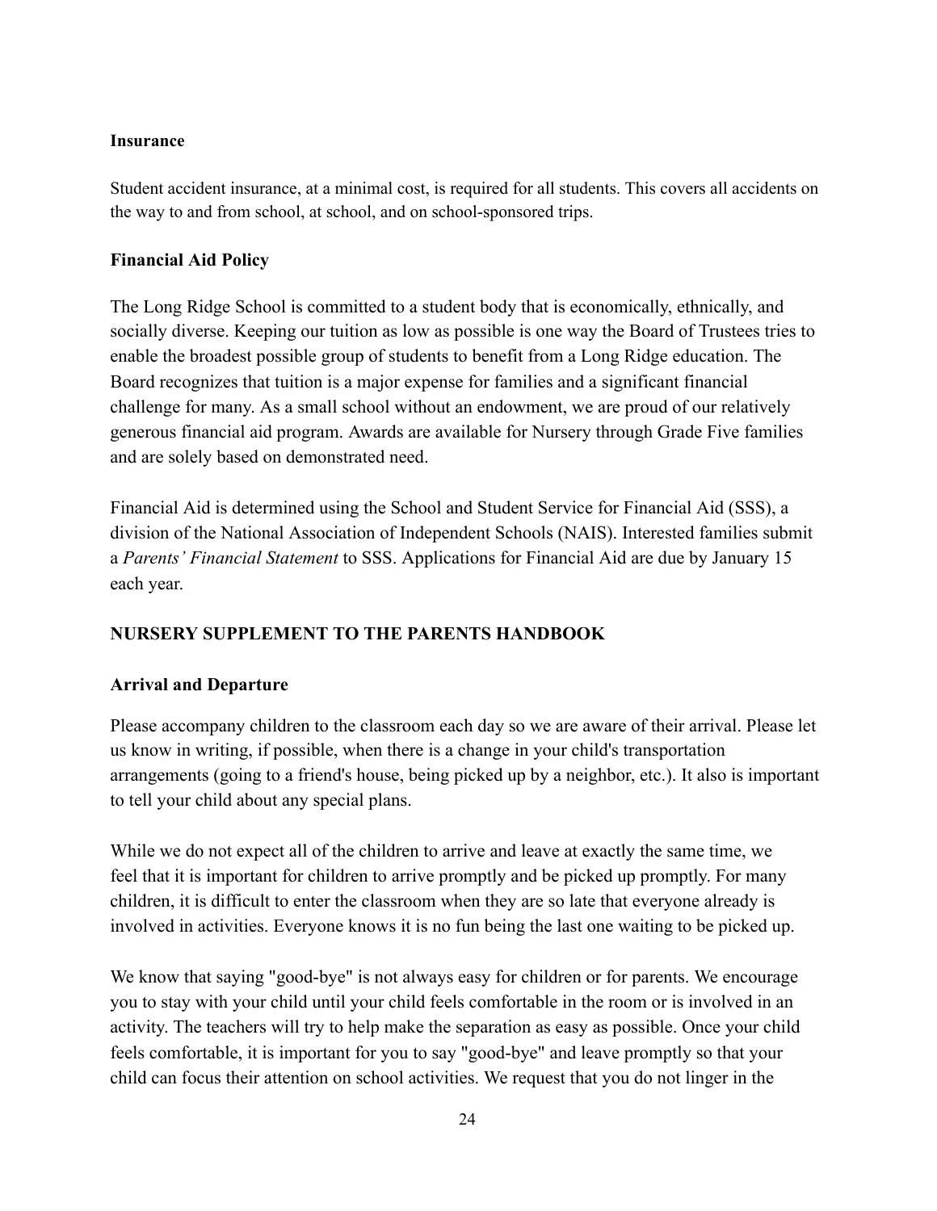### Insurance

Student accident insurance, at a minimal cost, is required for all students. This covers all accidents on the way to and from school, at school, and on school-sponsored trips.

### Financial Aid Policy

The Long Ridge School is committed to a student body that is economically, ethnically, and socially diverse. Keeping our tuition as low as possible is one way the Board of Trustees tries to enable the broadest possible group of students to benefit from a Long Ridge education. The Board recognizes that tuition is a major expense for families and a significant financial challenge for many. As a small school without an endowment, we are proud of our relatively generous financial aid program. Awards are available for Nursery through Grade Five families and are solely based on demonstrated need.

Financial Aid is determined using the School and Student Service for Financial Aid (SSS), a division of the National Association of Independent Schools (NAIS). Interested families submit a *Parents' Financial Statement* to SSS. Applications for Financial Aid are due by January 15 each year.

## NURSERY SUPPLEMENT TO THE PARENTS HANDBOOK

### Arrival and Departure

Please accompany children to the classroom each day so we are aware of their arrival. Please let us know in writing, if possible, when there is a change in your child's transportation arrangements (going to a friend's house, being picked up by a neighbor, etc.). It also is important to tell your child about any special plans.

While we do not expect all of the children to arrive and leave at exactly the same time, we feel that it is important for children to arrive promptly and be picked up promptly. For many children, it is difficult to enter the classroom when they are so late that everyone already is involved in activities. Everyone knows it is no fun being the last one waiting to be picked up.

We know that saying "good-bye" is not always easy for children or for parents. We encourage you to stay with your child until your child feels comfortable in the room or is involved in an activity. The teachers will try to help make the separation as easy as possible. Once your child feels comfortable, it is important for you to say "good-bye" and leave promptly so that your child can focus their attention on school activities. We request that you do not linger in the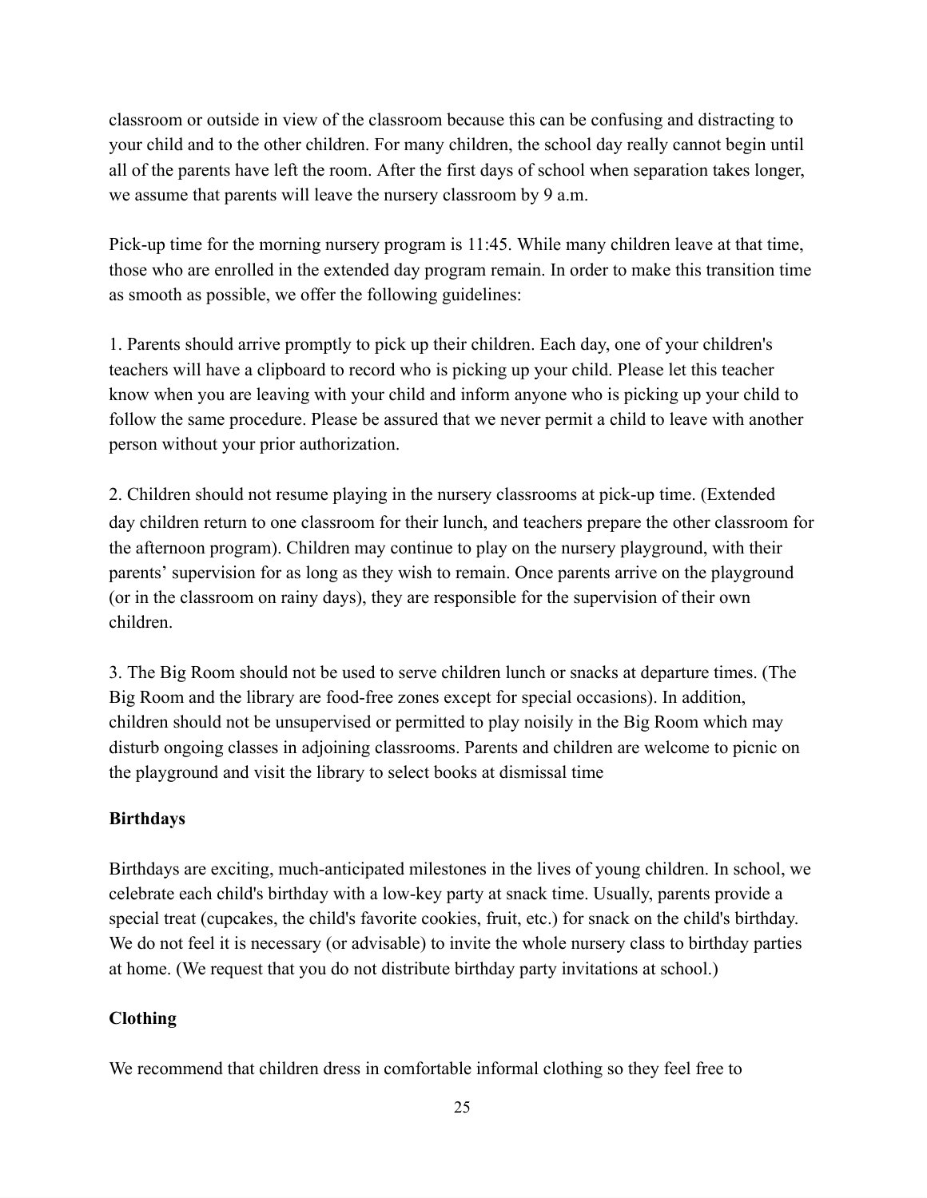classroom or outside in view of the classroom because this can be confusing and distracting to your child and to the other children. For many children, the school day really cannot begin until all of the parents have left the room. After the first days of school when separation takes longer, we assume that parents will leave the nursery classroom by 9 a.m.

Pick-up time for the morning nursery program is 11:45. While many children leave at that time, those who are enrolled in the extended day program remain. In order to make this transition time as smooth as possible, we offer the following guidelines:

1. Parents should arrive promptly to pick up their children. Each day, one of your children's teachers will have a clipboard to record who is picking up your child. Please let this teacher know when you are leaving with your child and inform anyone who is picking up your child to follow the same procedure. Please be assured that we never permit a child to leave with another person without your prior authorization.

2. Children should not resume playing in the nursery classrooms at pick-up time. (Extended day children return to one classroom for their lunch, and teachers prepare the other classroom for the afternoon program). Children may continue to play on the nursery playground, with their parents' supervision for as long as they wish to remain. Once parents arrive on the playground (or in the classroom on rainy days), they are responsible for the supervision of their own children.

3. The Big Room should not be used to serve children lunch or snacks at departure times. (The Big Room and the library are food-free zones except for special occasions). In addition, children should not be unsupervised or permitted to play noisily in the Big Room which may disturb ongoing classes in adjoining classrooms. Parents and children are welcome to picnic on the playground and visit the library to select books at dismissal time

**Birthdays**

Birthdays are exciting, much-anticipated milestones in the lives of young children. In school, we celebrate each child's birthday with a low-key party at snack time. Usually, parents provide a special treat (cupcakes, the child's favorite cookies, fruit, etc.) for snack on the child's birthday. We do not feel it is necessary (or advisable) to invite the whole nursery class to birthday parties at home. (We request that you do not distribute birthday party invitations at school.)

**Clothing**

We recommend that children dress in comfortable informal clothing so they feel free to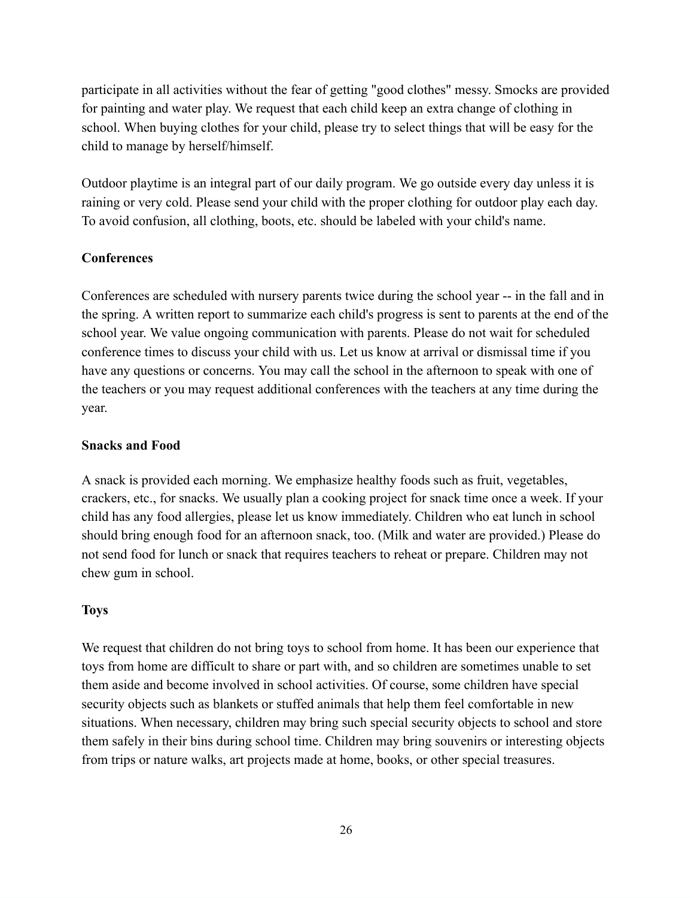participate in all activities without the fear of getting "good clothes" messy. Smocks are provided for painting and water play. We request that each child keep an extra change of clothing in school. When buying clothes for your child, please try to select things that will be easy for the child to manage by herself/himself.

Outdoor playtime is an integral part of our daily program. We go outside every day unless it is raining or very cold. Please send your child with the proper clothing for outdoor play each day. To avoid confusion, all clothing, boots, etc. should be labeled with your child's name.

**Conferences**

Conferences are scheduled with nursery parents twice during the school year -- in the fall and in the spring. A written report to summarize each child's progress is sent to parents at the end of the school year. We value ongoing communication with parents. Please do not wait for scheduled conference times to discuss your child with us. Let us know at arrival or dismissal time if you have any questions or concerns. You may call the school in the afternoon to speak with one of the teachers or you may request additional conferences with the teachers at any time during the year.

**Snacks and Food**

A snack is provided each morning. We emphasize healthy foods such as fruit, vegetables, crackers, etc., for snacks. We usually plan a cooking project for snack time once a week. If your child has any food allergies, please let us know immediately. Children who eat lunch in school should bring enough food for an afternoon snack, too. (Milk and water are provided.) Please do not send food for lunch or snack that requires teachers to reheat or prepare. Children may not chew gum in school.

**Toys**

We request that children do not bring toys to school from home. It has been our experience that toys from home are difficult to share or part with, and so children are sometimes unable to set them aside and become involved in school activities. Of course, some children have special security objects such as blankets or stuffed animals that help them feel comfortable in new situations. When necessary, children may bring such special security objects to school and store them safely in their bins during school time. Children may bring souvenirs or interesting objects from trips or nature walks, art projects made at home, books, or other special treasures.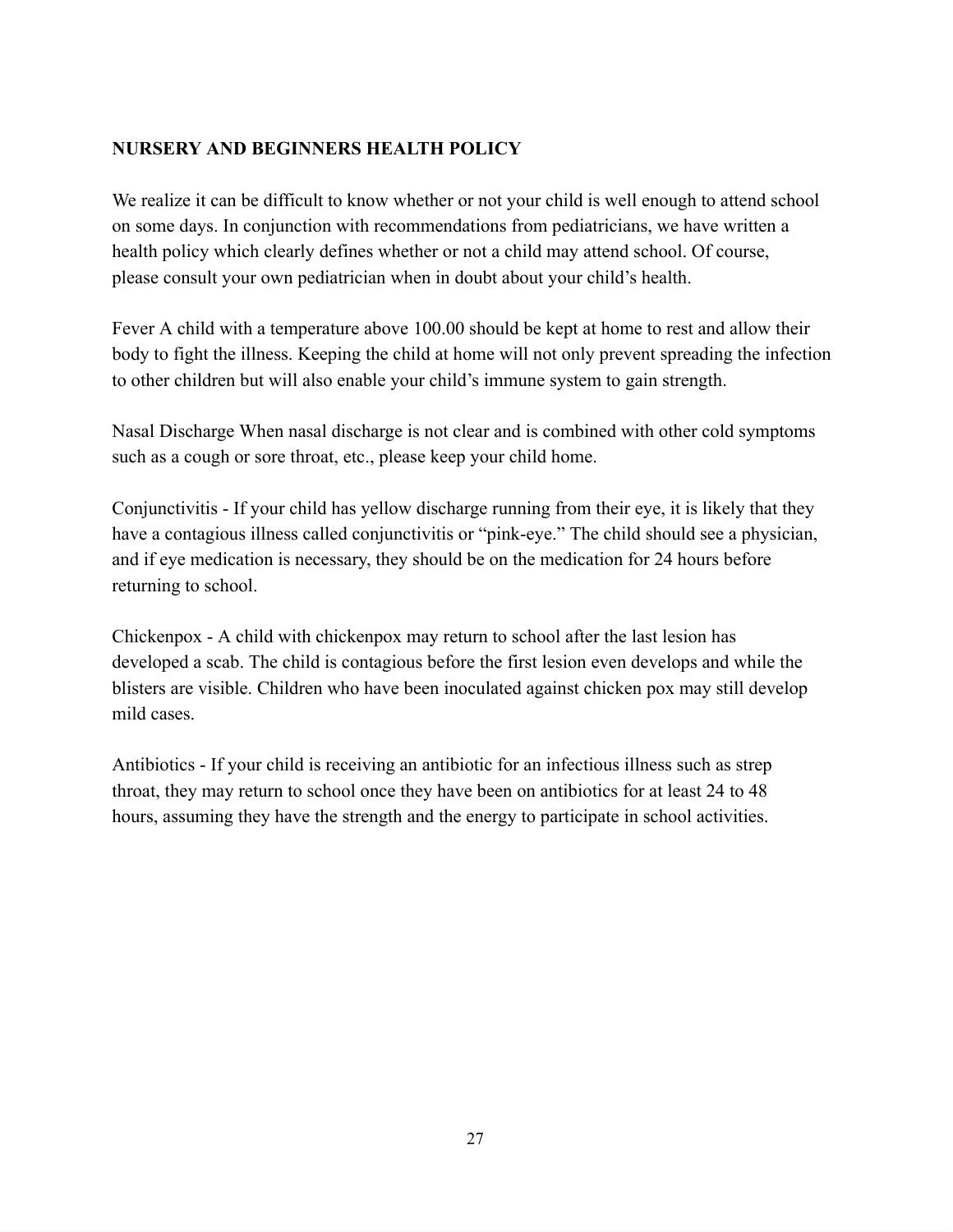**NURSERY AND BEGINNERS HEALTH POLICY**

We realize it can be difficult to know whether or not your child is well enough to attend school on some days. In conjunction with recommendations from pediatricians, we have written a health policy which clearly defines whether or not a child may attend school. Of course, please consult your own pediatrician when in doubt about your child's health.

Fever A child with a temperature above 100.00 should be kept at home to rest and allow their body to fight the illness. Keeping the child at home will not only prevent spreading the infection to other children but will also enable your child's immune system to gain strength.

Nasal Discharge When nasal discharge is not clear and is combined with other cold symptoms such as a cough or sore throat, etc., please keep your child home.

Conjunctivitis - If your child has yellow discharge running from their eye, it is likely that they have a contagious illness called conjunctivitis or "pink-eye." The child should see a physician, and if eye medication is necessary, they should be on the medication for 24 hours before returning to school.

Chickenpox - A child with chickenpox may return to school after the last lesion has developed a scab. The child is contagious before the first lesion even develops and while the blisters are visible. Children who have been inoculated against chicken pox may still develop mild cases.

Antibiotics - If your child is receiving an antibiotic for an infectious illness such as strep throat, they may return to school once they have been on antibiotics for at least 24 to 48 hours, assuming they have the strength and the energy to participate in school activities.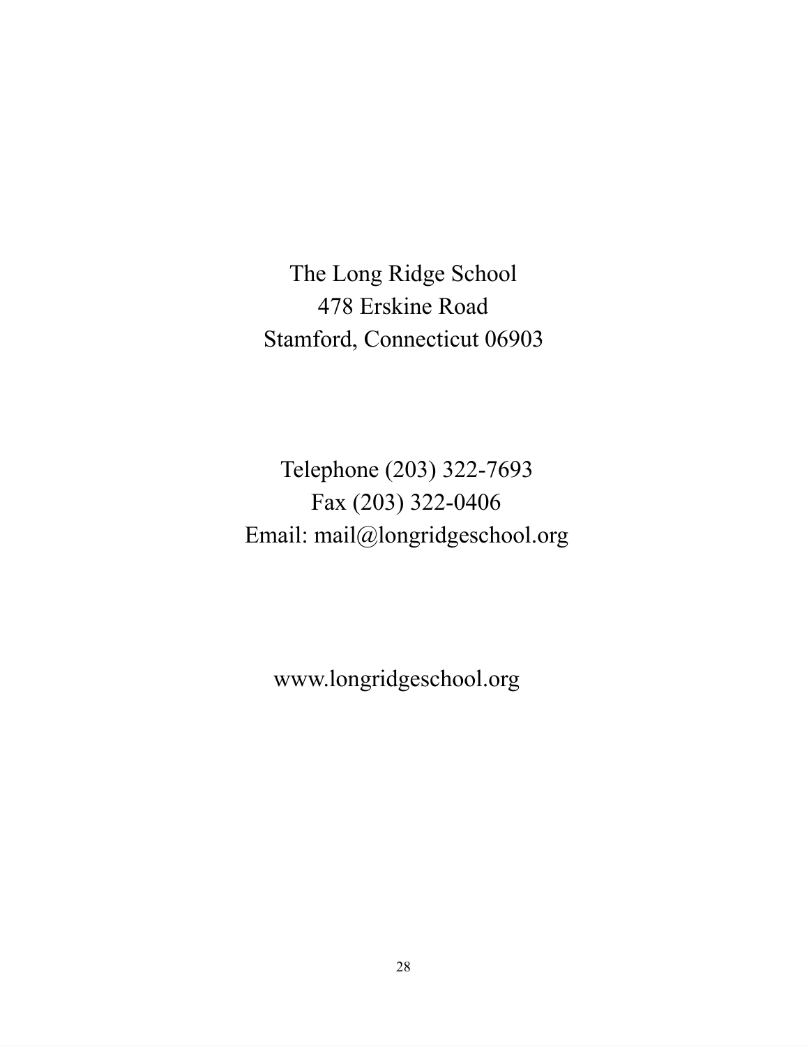The Long Ridge School
478 Erskine Road
Stamford, Connecticut 06903

Telephone (203) 322-7693
Fax (203) 322-0406
Email: mail@longridgeschool.org

www.longridgeschool.org